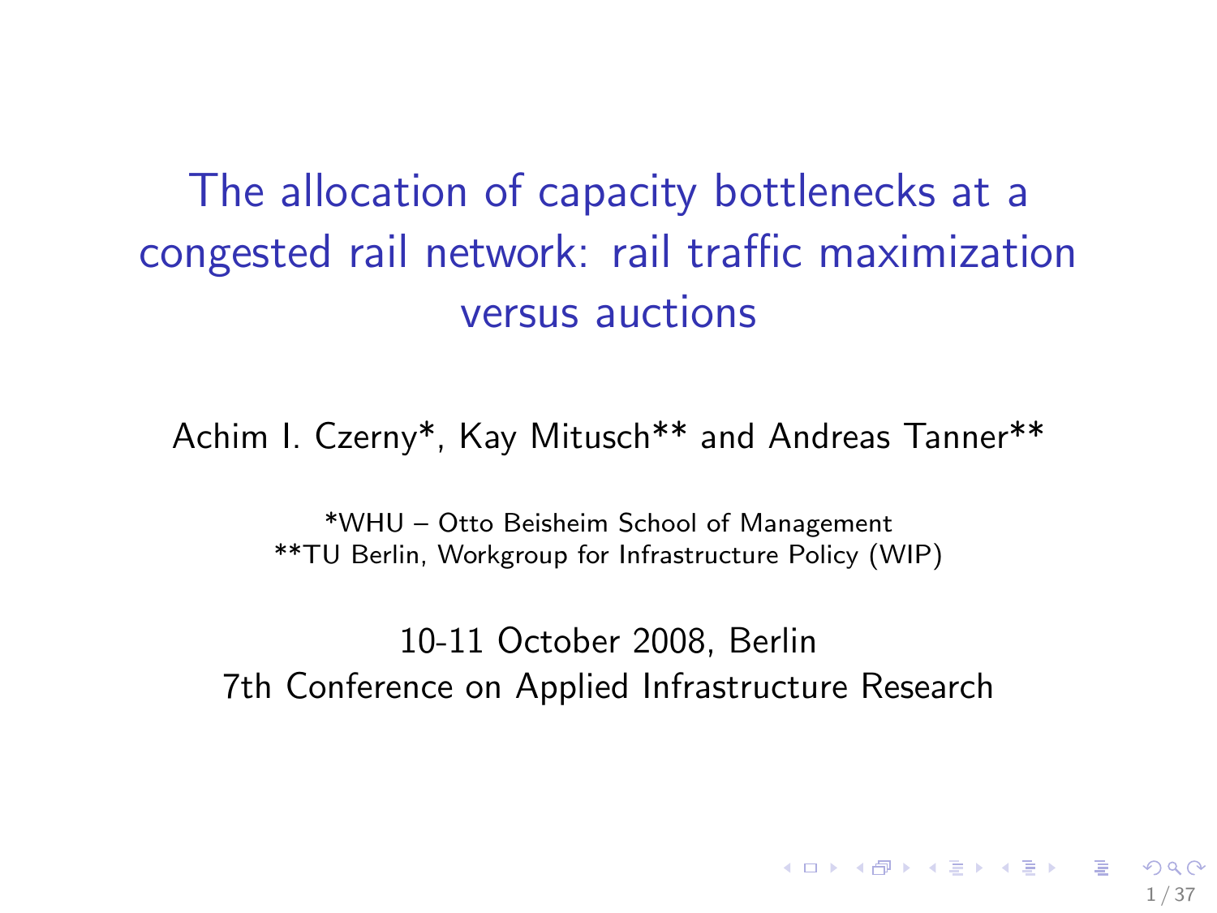# The allocation of capacity bottlenecks at a congested rail network: rail traffic maximization versus auctions

Achim I. Czerny*, Kay Mitusch** and Andreas Tanner**

*WHU – Otto Beisheim School of Management
**TU Berlin, Workgroup for Infrastructure Policy (WIP)

10-11 October 2008, Berlin
7th Conference on Applied Infrastructure Research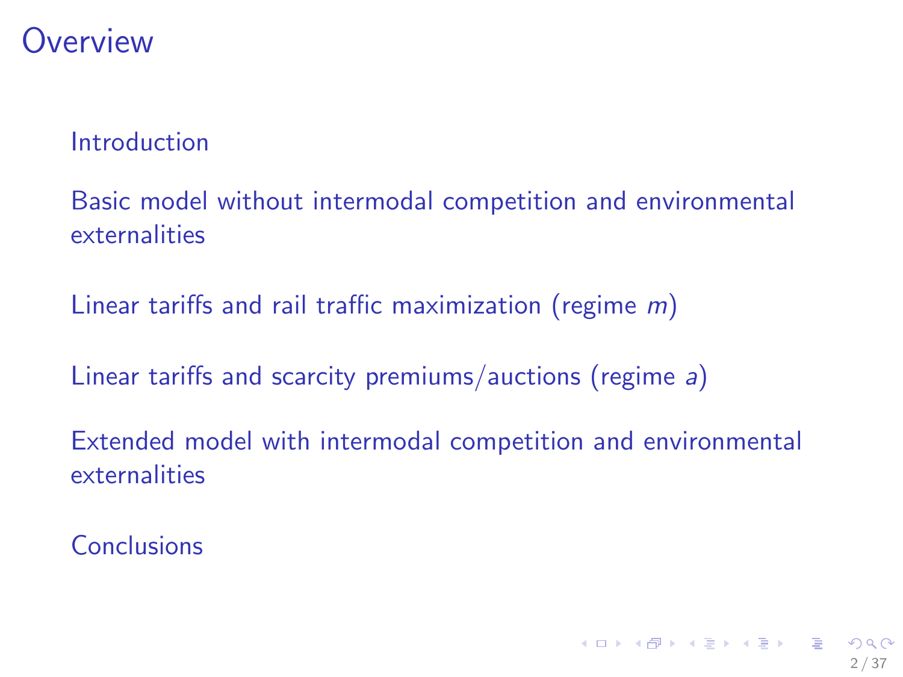# Overview

- Introduction
- Basic model without intermodal competition and environmental externalities
- Linear tariffs and rail traffic maximization (regime $m$)
- Linear tariffs and scarcity premiums/auctions (regime $a$)
- Extended model with intermodal competition and environmental externalities
- Conclusions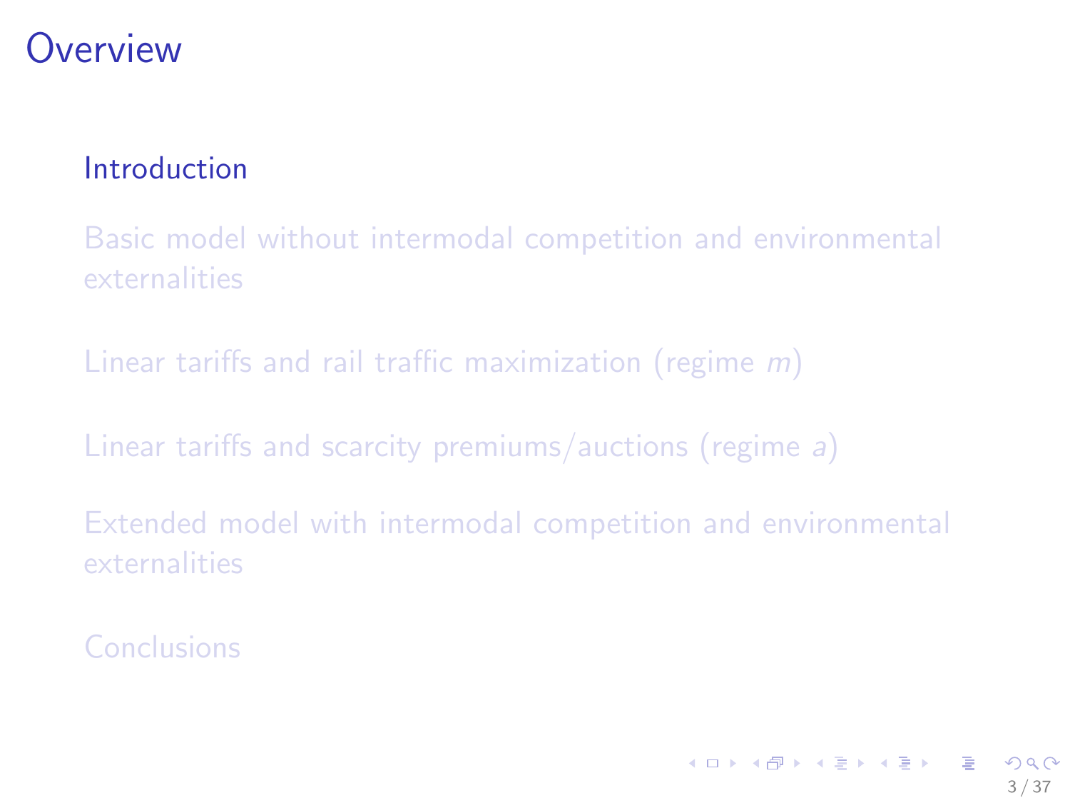# Overview

- Introduction
- Basic model without intermodal competition and environmental externalities
- Linear tariffs and rail traffic maximization (regime $m$)
- Linear tariffs and scarcity premiums/auctions (regime $a$)
- Extended model with intermodal competition and environmental externalities
- Conclusions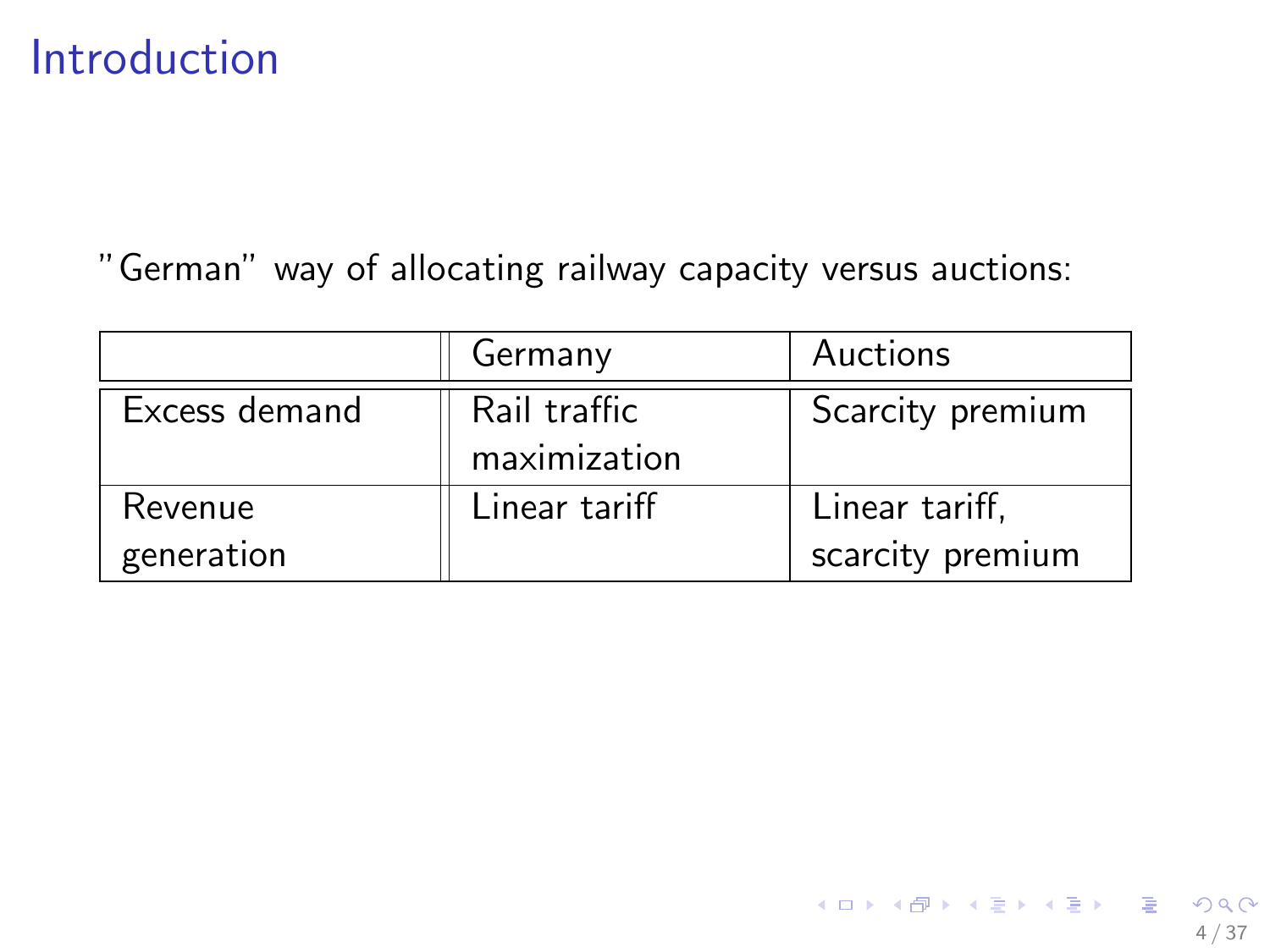# Introduction

"German" way of allocating railway capacity versus auctions:

| | Germany | Auctions |
|---|---|---|
| Excess demand | Rail traffic maximization | Scarcity premium |
| Revenue generation | Linear tariff | Linear tariff, scarcity premium |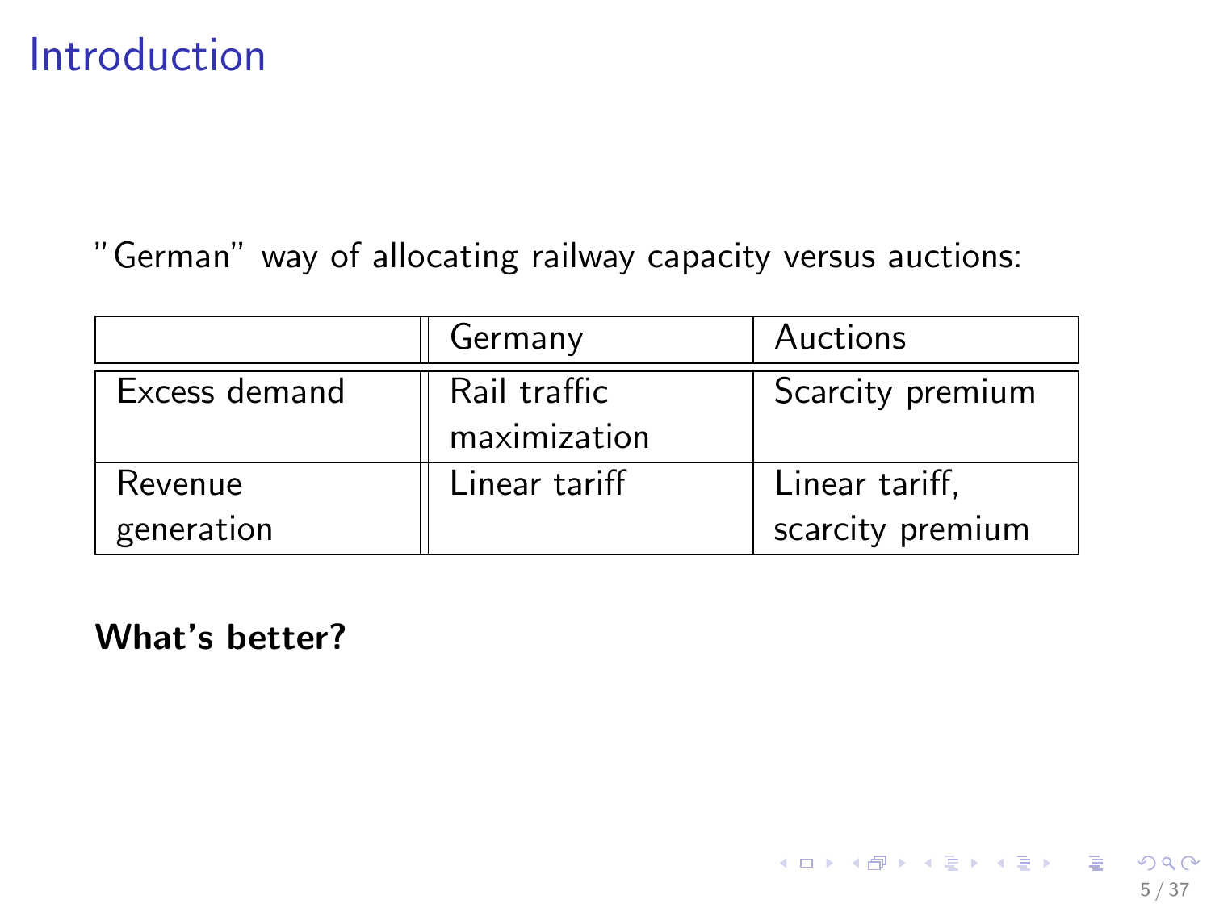# Introduction

"German" way of allocating railway capacity versus auctions:

| | Germany | Auctions |
|---|---|---|
| Excess demand | Rail traffic maximization | Scarcity premium |
| Revenue generation | Linear tariff | Linear tariff, scarcity premium |

**What's better?**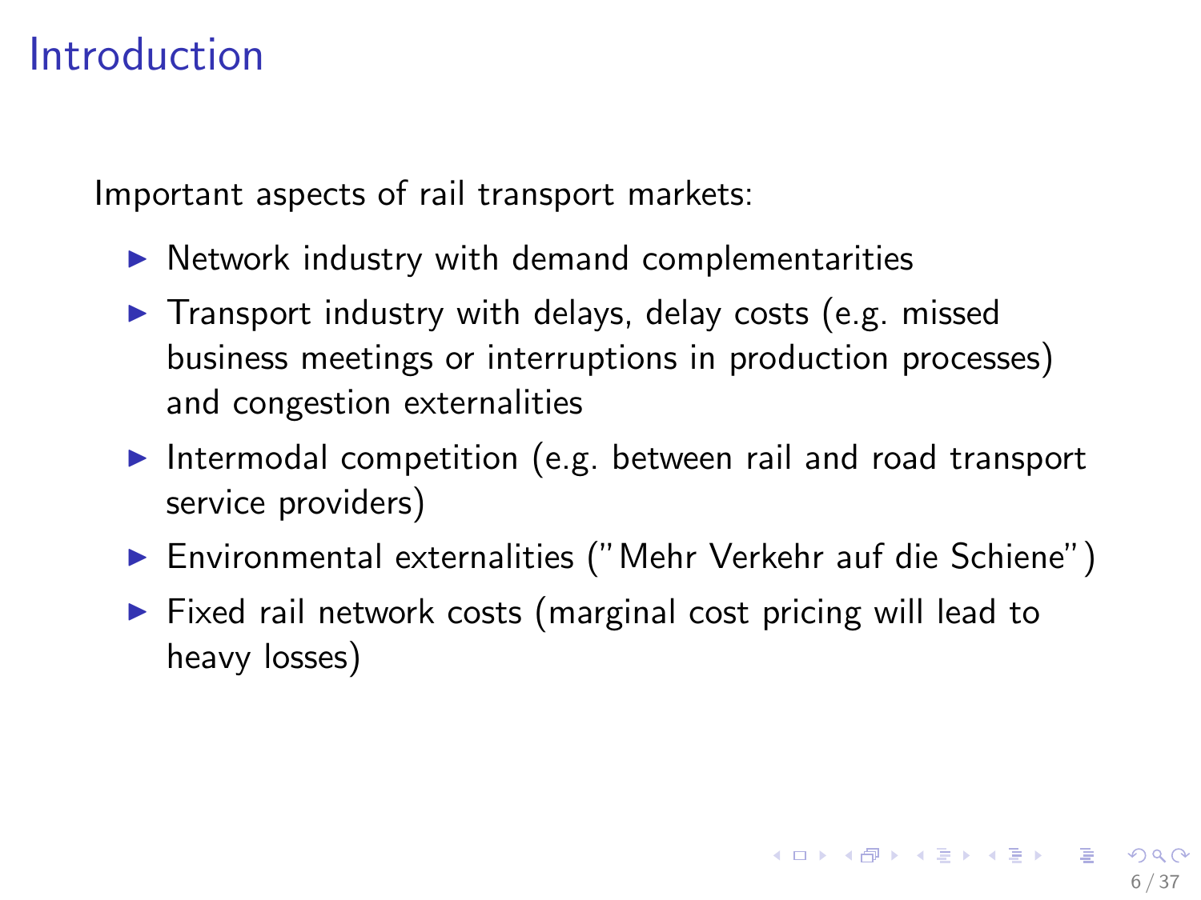# Introduction

Important aspects of rail transport markets:

- Network industry with demand complementarities
- Transport industry with delays, delay costs (e.g. missed business meetings or interruptions in production processes) and congestion externalities
- Intermodal competition (e.g. between rail and road transport service providers)
- Environmental externalities ("Mehr Verkehr auf die Schiene")
- Fixed rail network costs (marginal cost pricing will lead to heavy losses)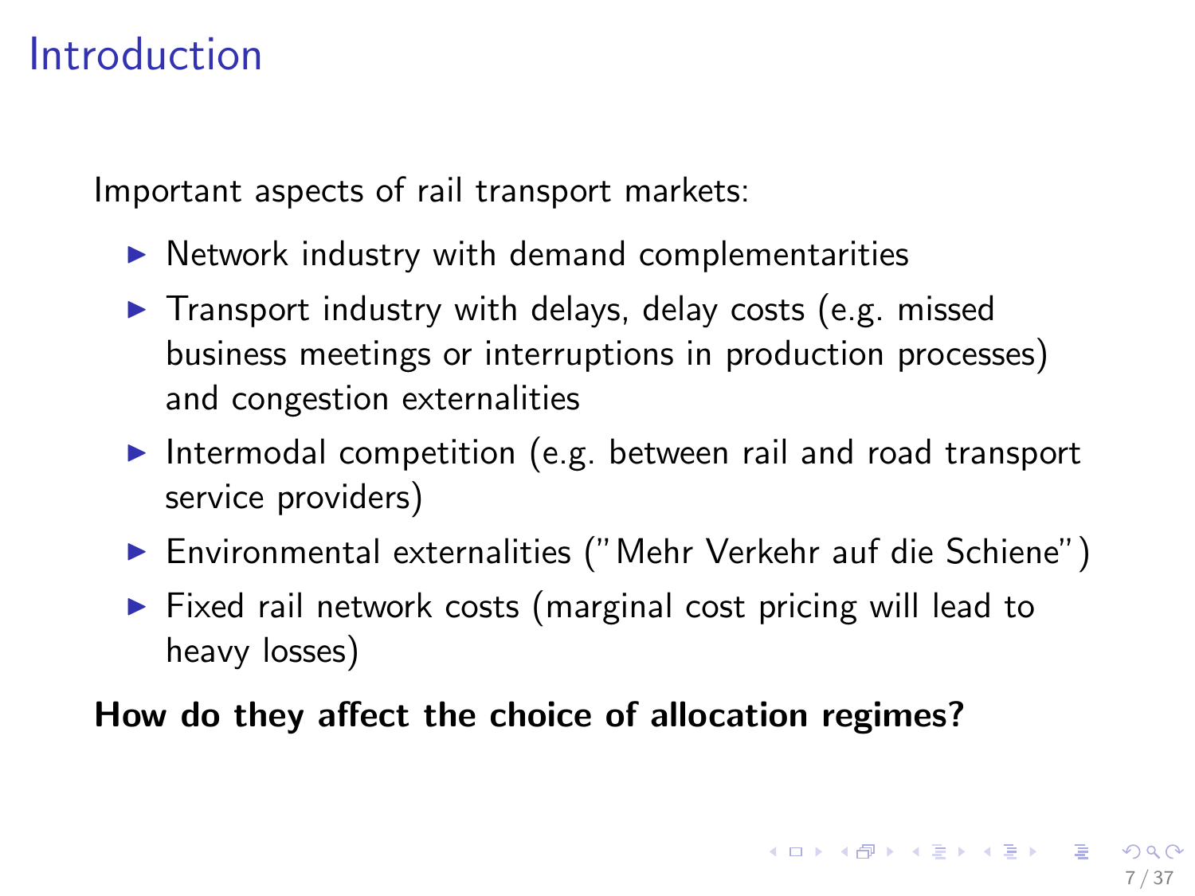# Introduction

Important aspects of rail transport markets:

- Network industry with demand complementarities
- Transport industry with delays, delay costs (e.g. missed business meetings or interruptions in production processes) and congestion externalities
- Intermodal competition (e.g. between rail and road transport service providers)
- Environmental externalities ("Mehr Verkehr auf die Schiene")
- Fixed rail network costs (marginal cost pricing will lead to heavy losses)

**How do they affect the choice of allocation regimes?**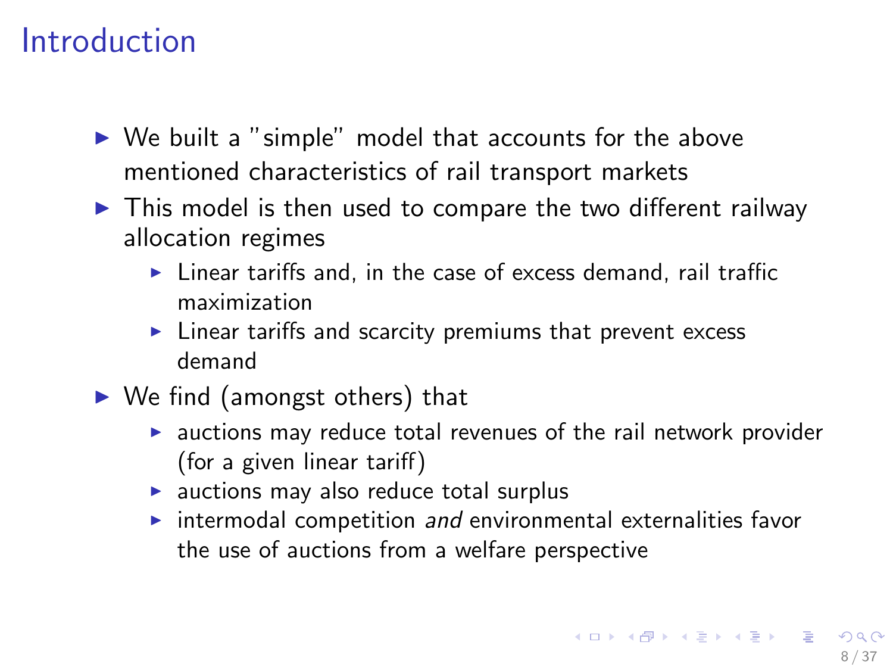# Introduction

- We built a "simple" model that accounts for the above mentioned characteristics of rail transport markets
- This model is then used to compare the two different railway allocation regimes
  - Linear tariffs and, in the case of excess demand, rail traffic maximization
  - Linear tariffs and scarcity premiums that prevent excess demand
- We find (amongst others) that
  - auctions may reduce total revenues of the rail network provider (for a given linear tariff)
  - auctions may also reduce total surplus
  - intermodal competition *and* environmental externalities favor the use of auctions from a welfare perspective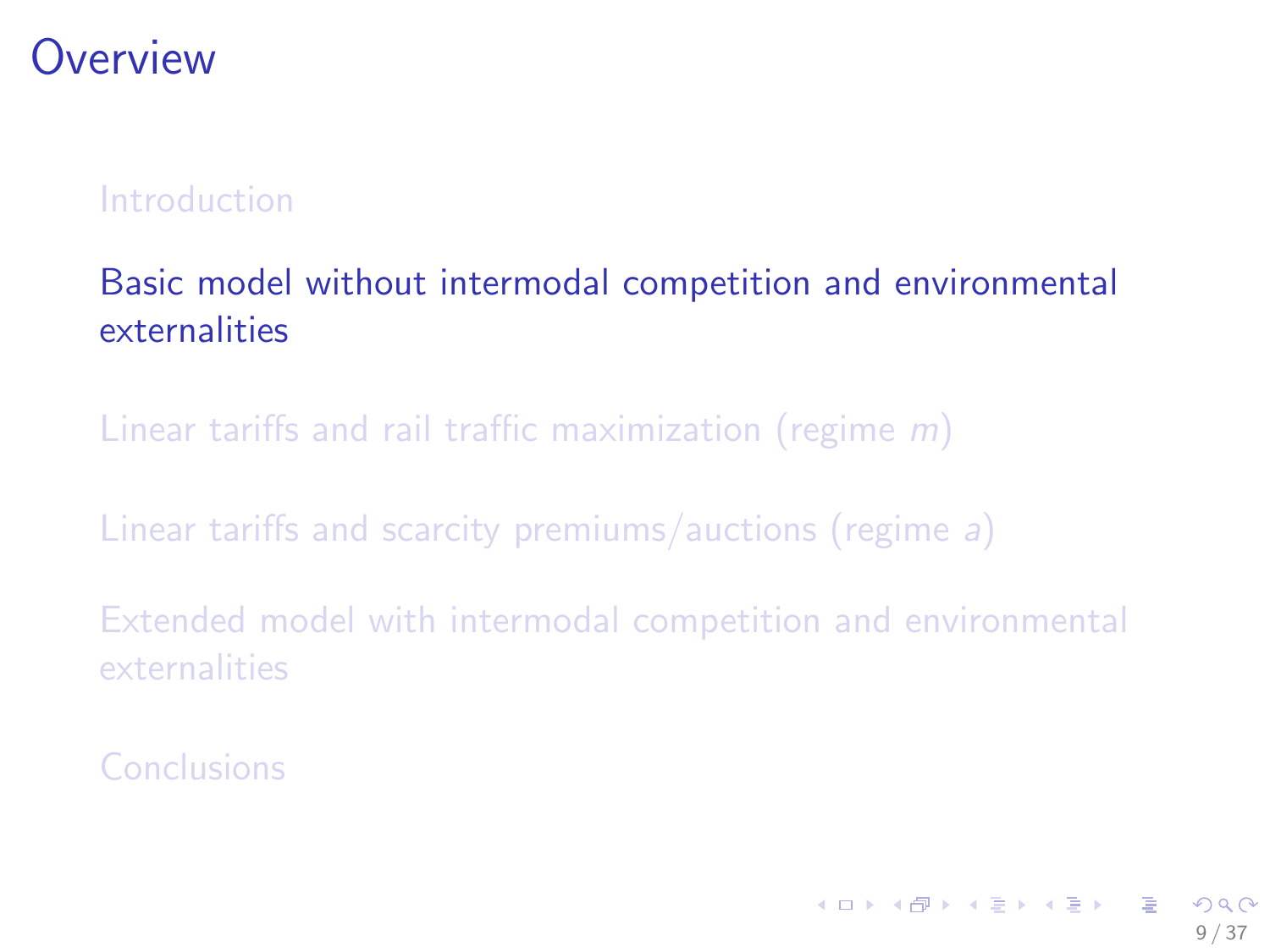# Overview

- Introduction
- Basic model without intermodal competition and environmental externalities
- Linear tariffs and rail traffic maximization (regime *m*)
- Linear tariffs and scarcity premiums/auctions (regime *a*)
- Extended model with intermodal competition and environmental externalities
- Conclusions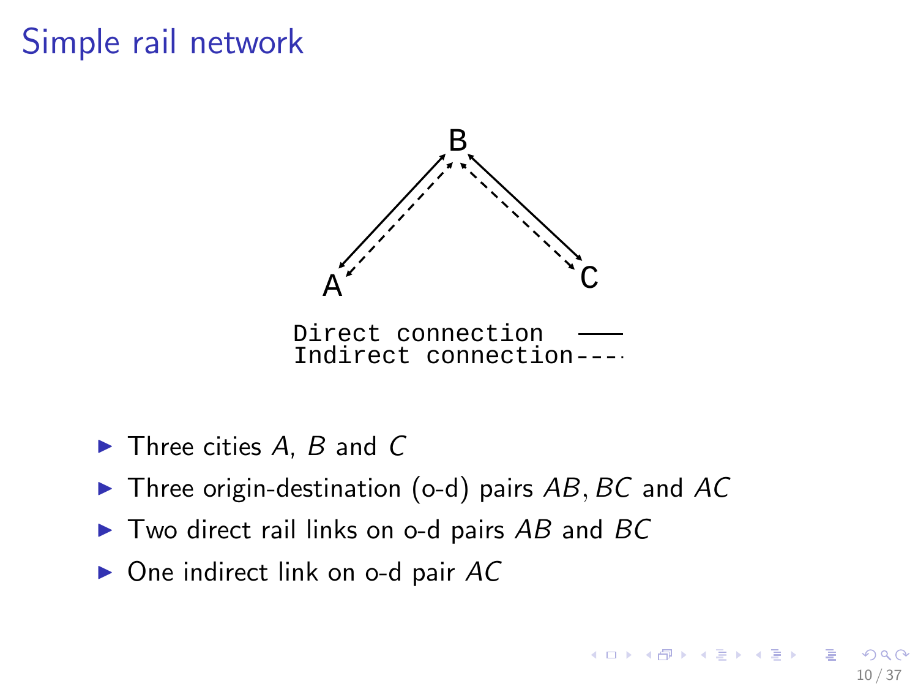# Simple rail network

B

A

C

Direct connection
Indirect connection

- Three cities $A$, $B$ and $C$
- Three origin-destination (o-d) pairs $AB, BC$ and $AC$
- Two direct rail links on o-d pairs $AB$ and $BC$
- One indirect link on o-d pair $AC$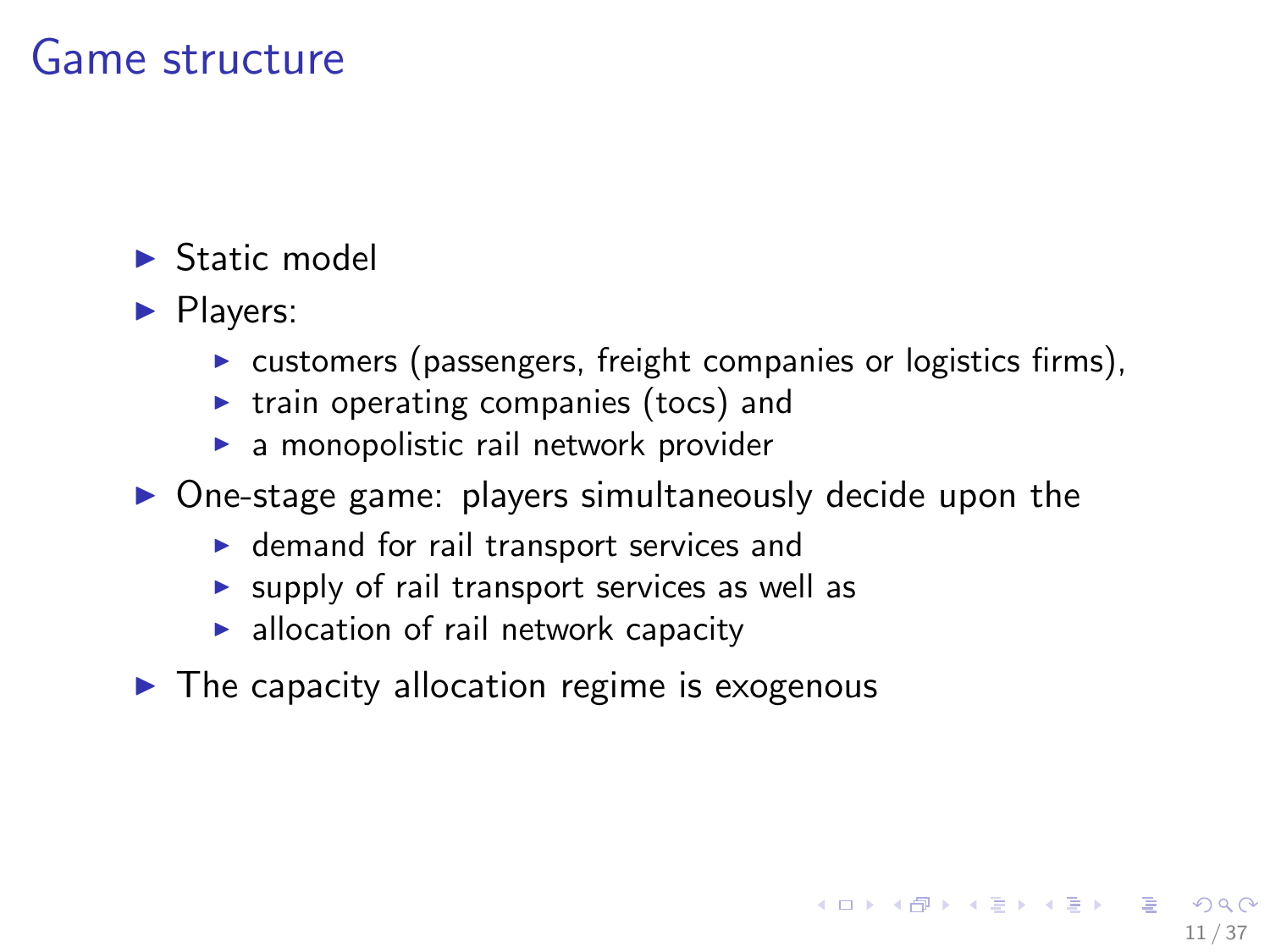# Game structure

- Static model
- Players:
  - customers (passengers, freight companies or logistics firms),
  - train operating companies (tocs) and
  - a monopolistic rail network provider
- One-stage game: players simultaneously decide upon the
  - demand for rail transport services and
  - supply of rail transport services as well as
  - allocation of rail network capacity
- The capacity allocation regime is exogenous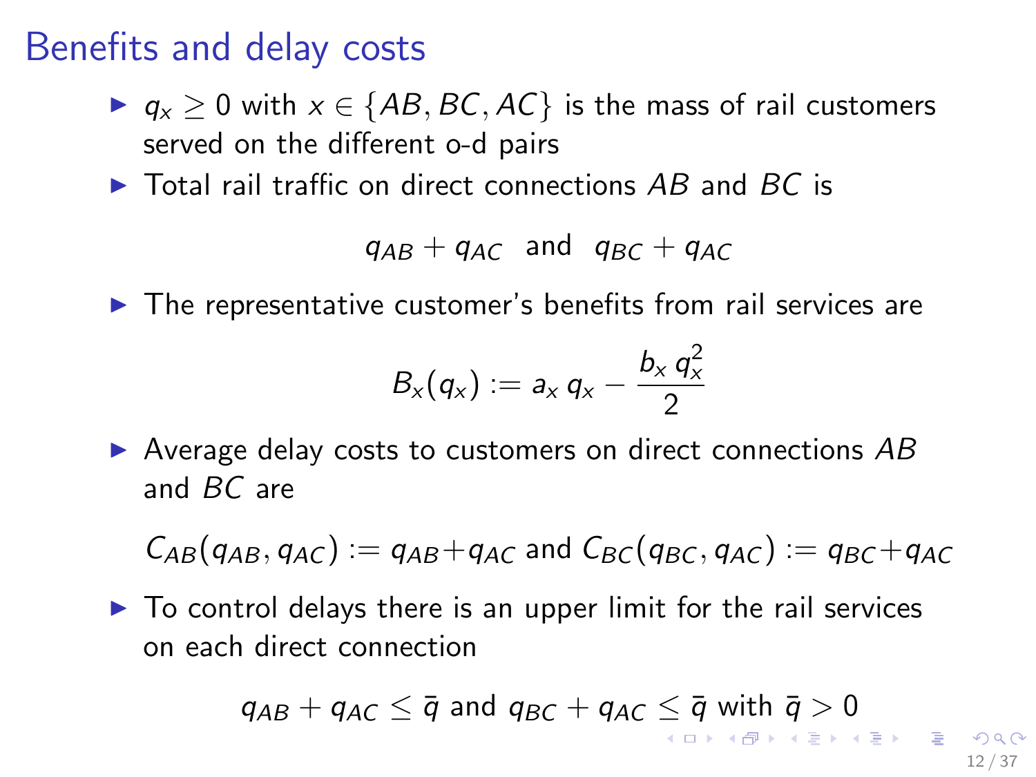# Benefits and delay costs

- $q_x \geq 0$ with $x \in \{AB, BC, AC\}$ is the mass of rail customers served on the different o-d pairs
- Total rail traffic on direct connections $AB$ and $BC$ is

$$q_{AB} + q_{AC} \text{ and } q_{BC} + q_{AC}$$

- The representative customer's benefits from rail services are

$$B_x(q_x) := a_x \, q_x - \frac{b_x \, q_x^2}{2}$$

- Average delay costs to customers on direct connections $AB$ and $BC$ are

$$C_{AB}(q_{AB}, q_{AC}) := q_{AB} + q_{AC} \text{ and } C_{BC}(q_{BC}, q_{AC}) := q_{BC} + q_{AC}$$

- To control delays there is an upper limit for the rail services on each direct connection

$$q_{AB} + q_{AC} \leq \bar{q} \text{ and } q_{BC} + q_{AC} \leq \bar{q} \text{ with } \bar{q} > 0$$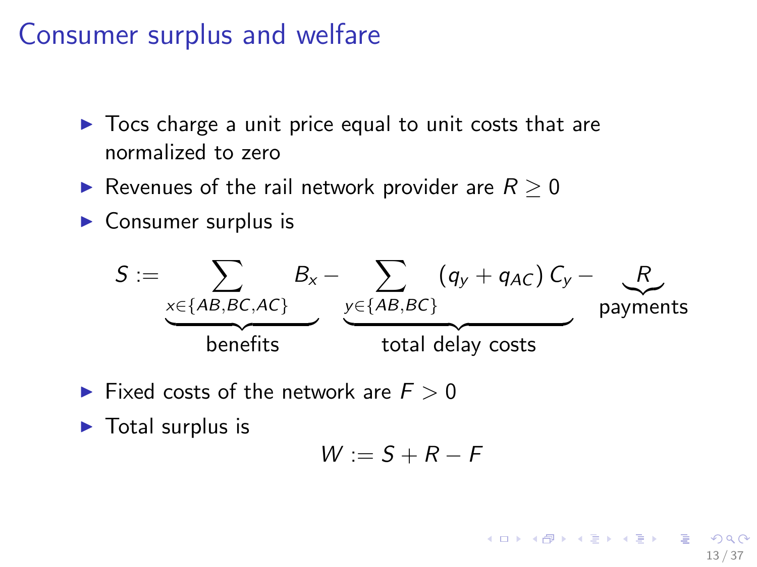# Consumer surplus and welfare

- Tocs charge a unit price equal to unit costs that are normalized to zero
- Revenues of the rail network provider are $R \geq 0$
- Consumer surplus is

$$S := \underbrace{\sum_{x \in \{AB,BC,AC\}} B_x}_{\text{benefits}} - \underbrace{\sum_{y \in \{AB,BC\}} (q_y + q_{AC})\, C_y}_{\text{total delay costs}} - \underbrace{R}_{\text{payments}}$$

- Fixed costs of the network are $F > 0$
- Total surplus is

$$W := S + R - F$$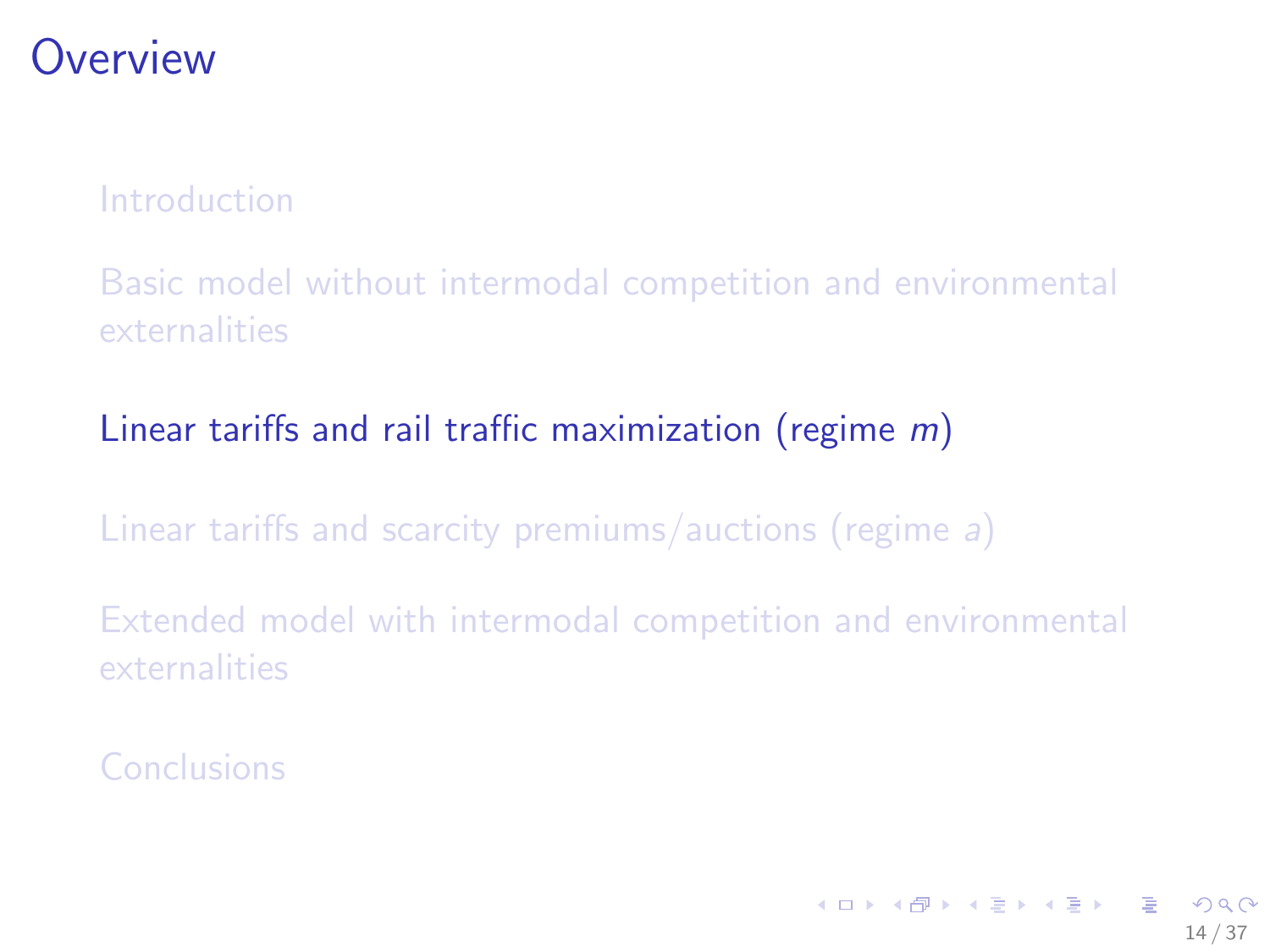# Overview

Introduction

Basic model without intermodal competition and environmental externalities

Linear tariffs and rail traffic maximization (regime $m$)

Linear tariffs and scarcity premiums/auctions (regime $a$)

Extended model with intermodal competition and environmental externalities

Conclusions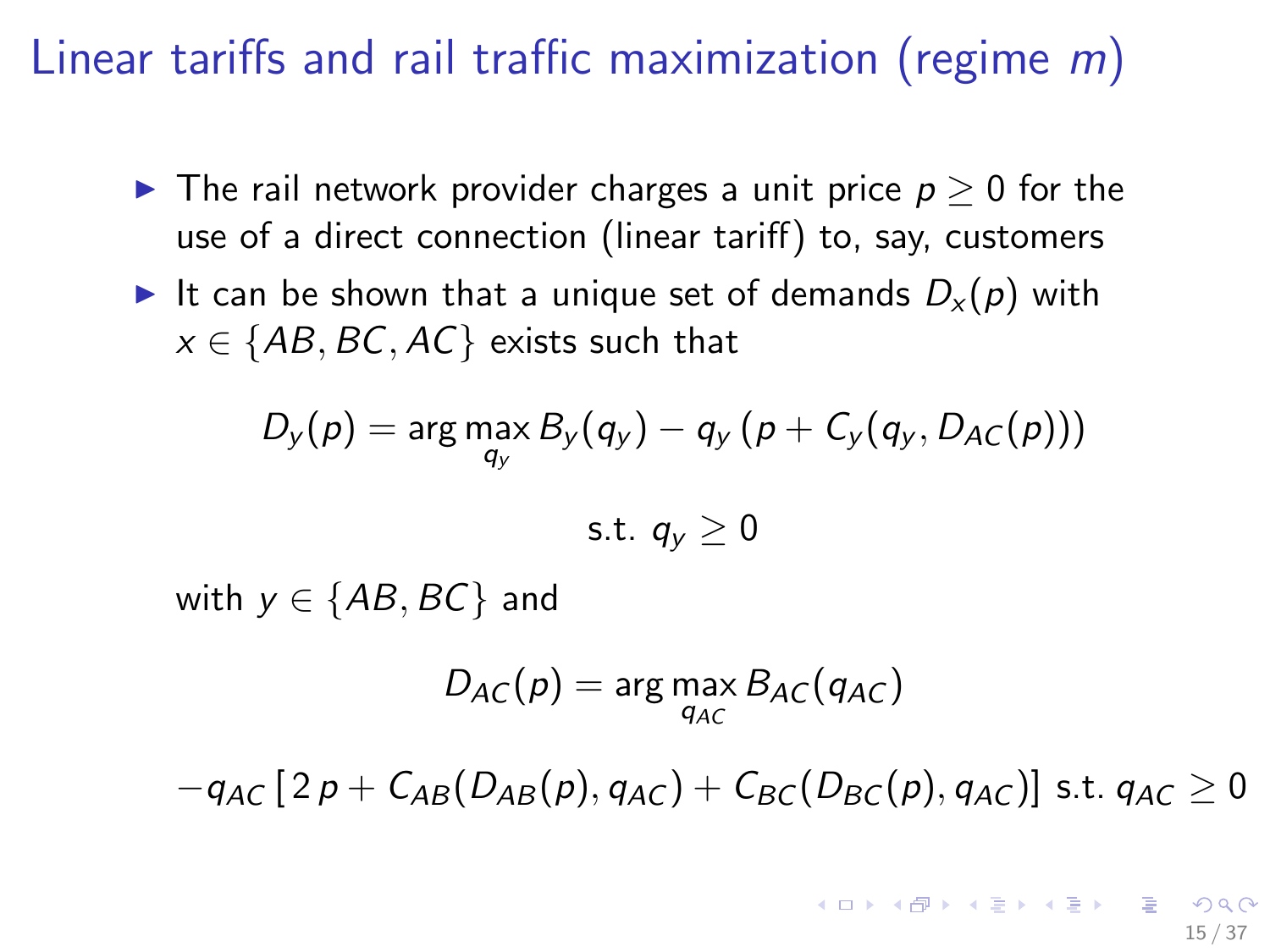# Linear tariffs and rail traffic maximization (regime $m$)

- The rail network provider charges a unit price $p \geq 0$ for the use of a direct connection (linear tariff) to, say, customers
- It can be shown that a unique set of demands $D_x(p)$ with $x \in \{AB, BC, AC\}$ exists such that

$$D_y(p) = \arg\max_{q_y} B_y(q_y) - q_y\left(p + C_y(q_y, D_{AC}(p))\right)$$

$$\text{s.t. } q_y \geq 0$$

with $y \in \{AB, BC\}$ and

$$D_{AC}(p) = \arg\max_{q_{AC}} B_{AC}(q_{AC})$$

$$-q_{AC}\left[2\,p + C_{AB}(D_{AB}(p), q_{AC}) + C_{BC}(D_{BC}(p), q_{AC})\right] \text{ s.t. } q_{AC} \geq 0$$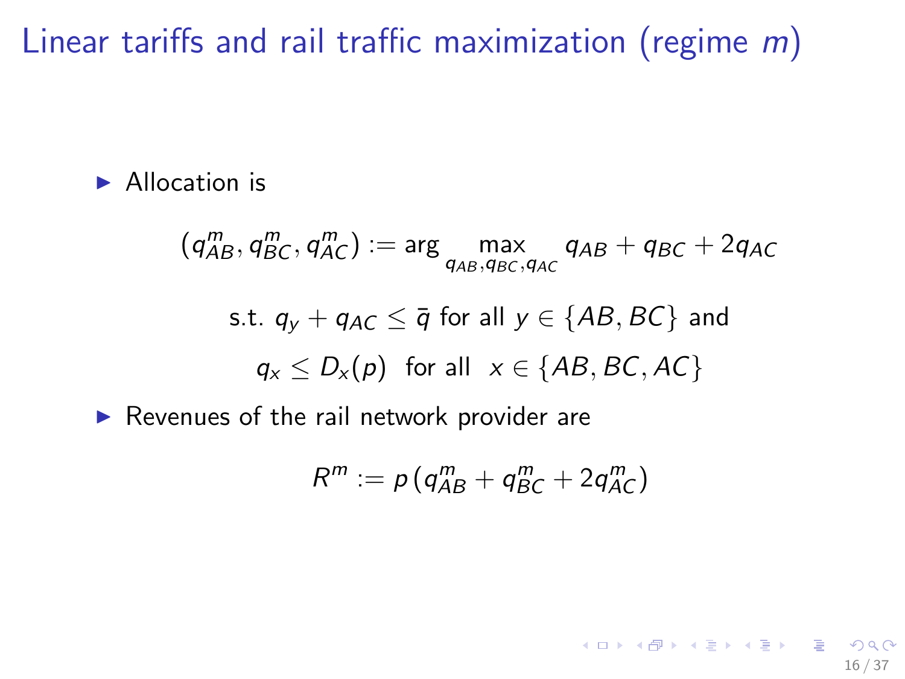# Linear tariffs and rail traffic maximization (regime $m$)

- Allocation is

$$(q^m_{AB}, q^m_{BC}, q^m_{AC}) := \arg\max_{q_{AB}, q_{BC}, q_{AC}} q_{AB} + q_{BC} + 2q_{AC}$$

$$\text{s.t. } q_y + q_{AC} \leq \bar{q} \text{ for all } y \in \{AB, BC\} \text{ and}$$

$$q_x \leq D_x(p) \quad \text{for all} \quad x \in \{AB, BC, AC\}$$

- Revenues of the rail network provider are

$$R^m := p\,(q^m_{AB} + q^m_{BC} + 2q^m_{AC})$$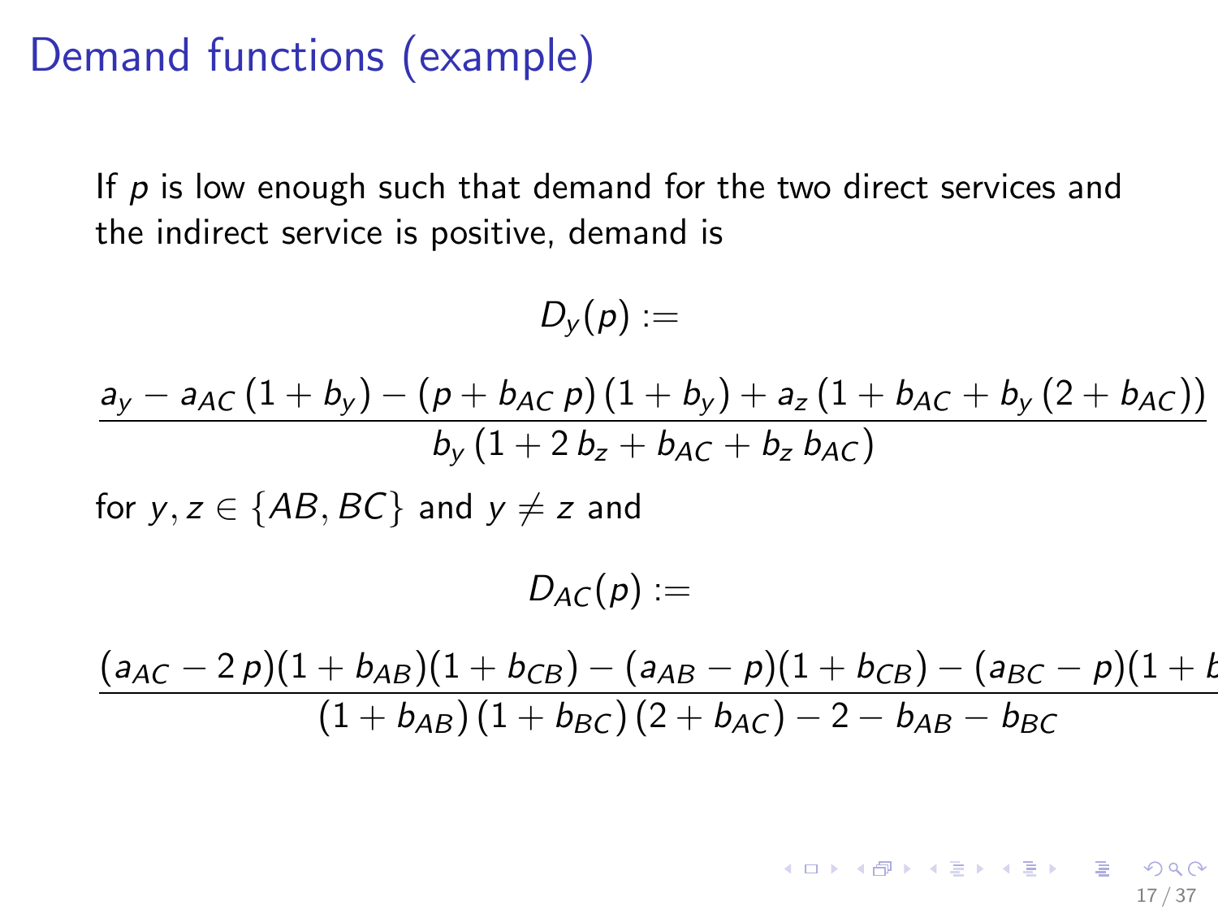# Demand functions (example)

If $p$ is low enough such that demand for the two direct services and the indirect service is positive, demand is

$$D_y(p) :=$$

$$\frac{a_y - a_{AC}\,(1 + b_y) - (p + b_{AC}\,p)\,(1 + b_y) + a_z\,(1 + b_{AC} + b_y\,(2 + b_{AC}))}{b_y\,(1 + 2\,b_z + b_{AC} + b_z\,b_{AC})}$$

for $y, z \in \{AB, BC\}$ and $y \neq z$ and

$$D_{AC}(p) :=$$

$$\frac{(a_{AC} - 2\,p)(1 + b_{AB})(1 + b_{CB}) - (a_{AB} - p)(1 + b_{CB}) - (a_{BC} - p)(1 + b}{(1 + b_{AB})\,(1 + b_{BC})\,(2 + b_{AC}) - 2 - b_{AB} - b_{BC}}$$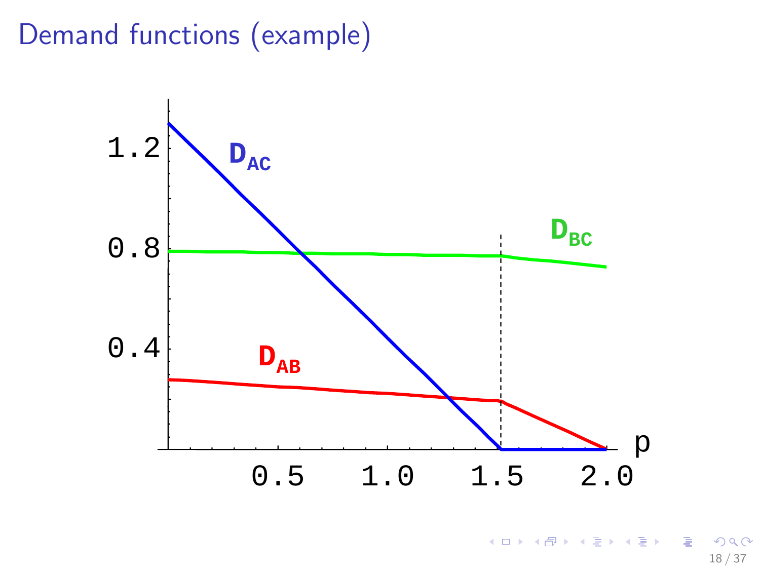# Demand functions (example)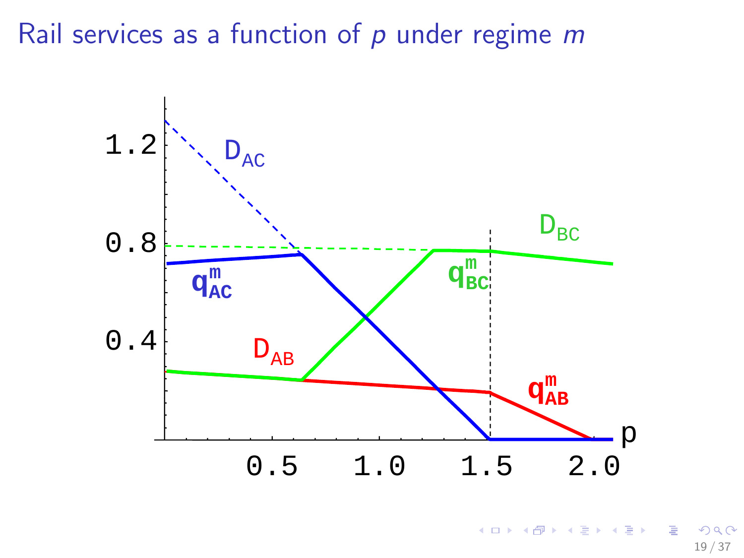# Rail services as a function of $p$ under regime $m$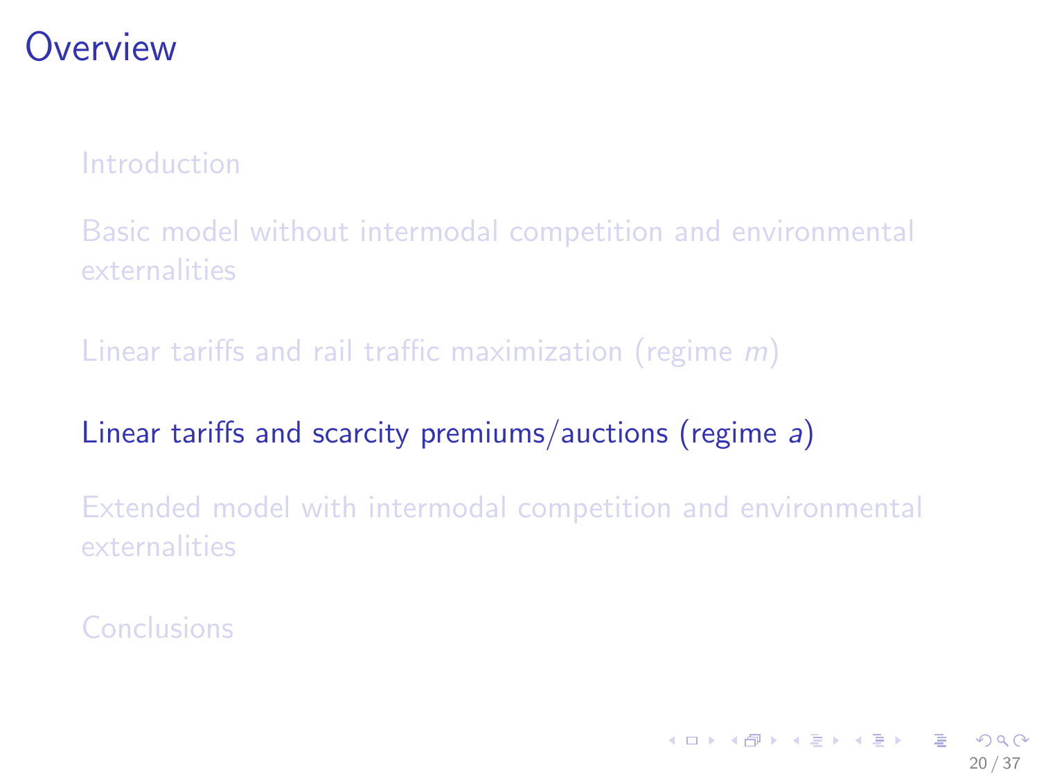# Overview

- Introduction
- Basic model without intermodal competition and environmental externalities
- Linear tariffs and rail traffic maximization (regime *m*)
- Linear tariffs and scarcity premiums/auctions (regime *a*)
- Extended model with intermodal competition and environmental externalities
- Conclusions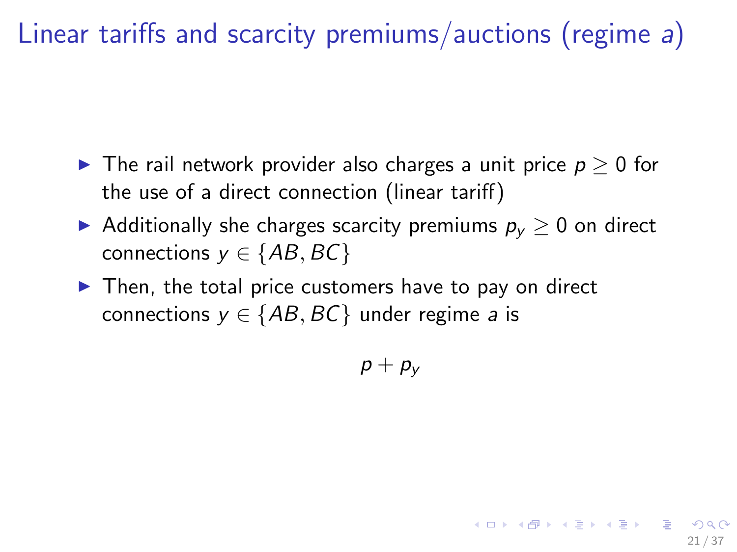# Linear tariffs and scarcity premiums/auctions (regime $a$)

- The rail network provider also charges a unit price $p \geq 0$ for the use of a direct connection (linear tariff)
- Additionally she charges scarcity premiums $p_y \geq 0$ on direct connections $y \in \{AB, BC\}$
- Then, the total price customers have to pay on direct connections $y \in \{AB, BC\}$ under regime $a$ is

$$p + p_y$$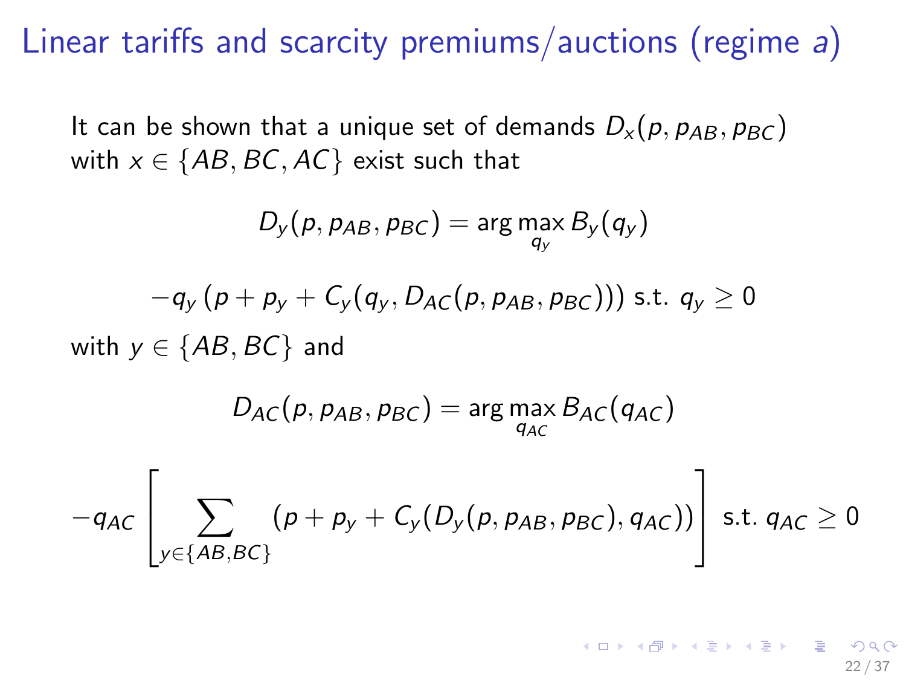# Linear tariffs and scarcity premiums/auctions (regime $a$)

It can be shown that a unique set of demands $D_x(p, p_{AB}, p_{BC})$ with $x \in \{AB, BC, AC\}$ exist such that

$$D_y(p, p_{AB}, p_{BC}) = \arg\max_{q_y} B_y(q_y)$$

$$-q_y \left(p + p_y + C_y(q_y, D_{AC}(p, p_{AB}, p_{BC}))\right) \text{ s.t. } q_y \geq 0$$

with $y \in \{AB, BC\}$ and

$$D_{AC}(p, p_{AB}, p_{BC}) = \arg\max_{q_{AC}} B_{AC}(q_{AC})$$

$$-q_{AC} \left[ \sum_{y \in \{AB, BC\}} (p + p_y + C_y(D_y(p, p_{AB}, p_{BC}), q_{AC})) \right] \text{ s.t. } q_{AC} \geq 0$$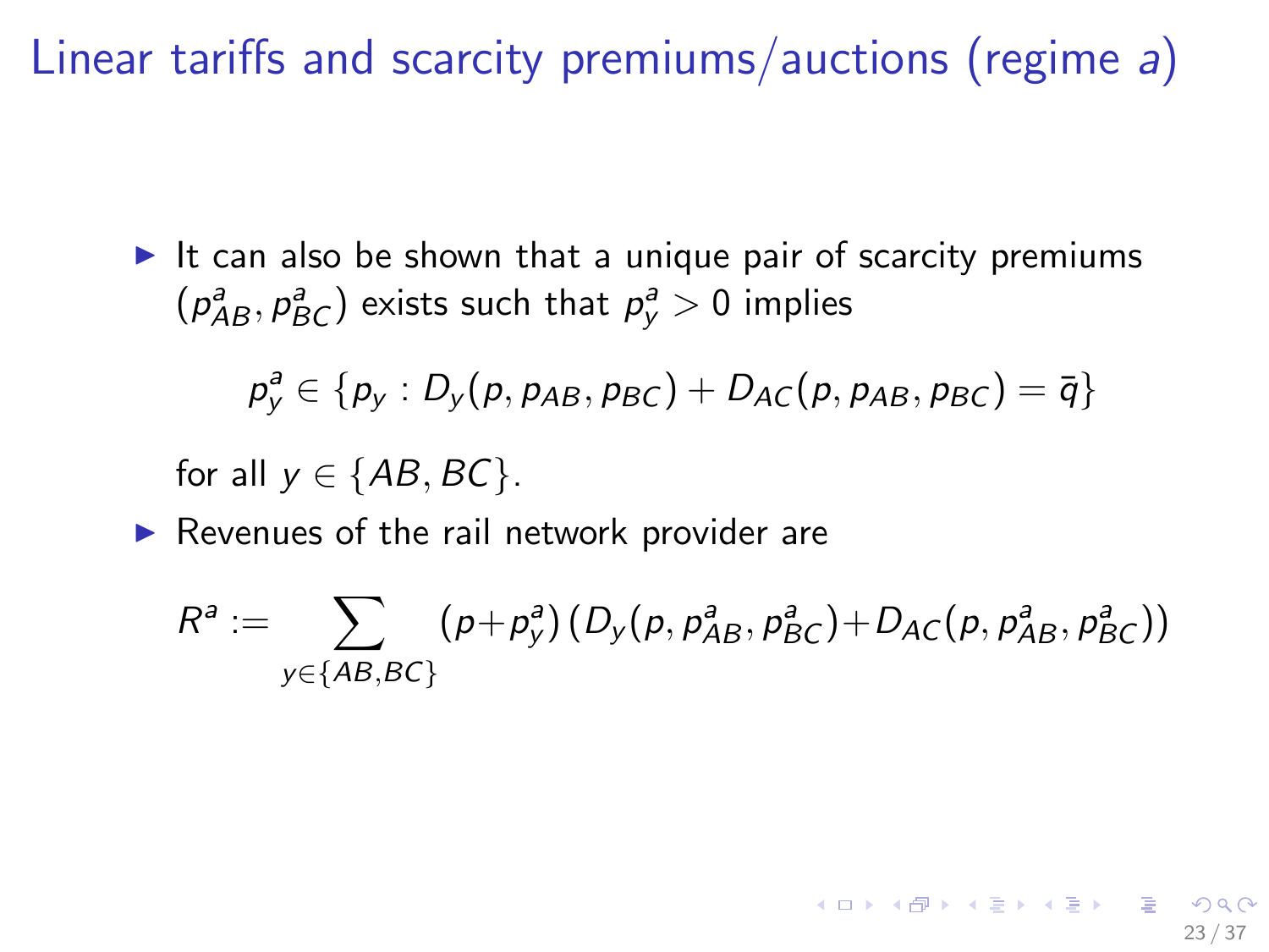# Linear tariffs and scarcity premiums/auctions (regime $a$)

- It can also be shown that a unique pair of scarcity premiums $(p^a_{AB}, p^a_{BC})$ exists such that $p^a_y > 0$ implies

$$p^a_y \in \{p_y : D_y(p, p_{AB}, p_{BC}) + D_{AC}(p, p_{AB}, p_{BC}) = \bar{q}\}$$

  for all $y \in \{AB, BC\}$.

- Revenues of the rail network provider are

$$R^a := \sum_{y \in \{AB,BC\}} (p + p^a_y)\left(D_y(p, p^a_{AB}, p^a_{BC}) + D_{AC}(p, p^a_{AB}, p^a_{BC})\right)$$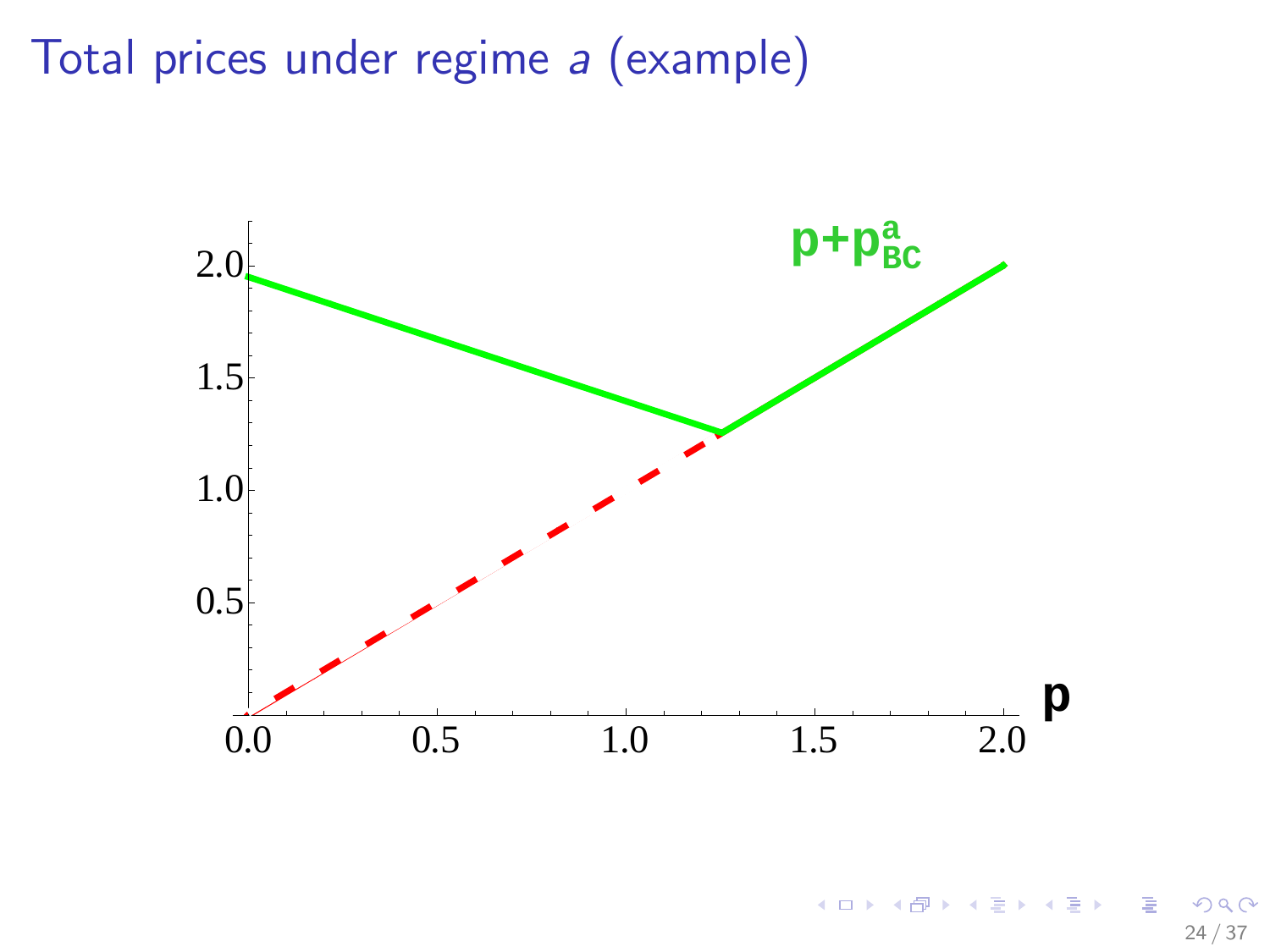# Total prices under regime $a$ (example)

$p + p^a_{BC}$

$p$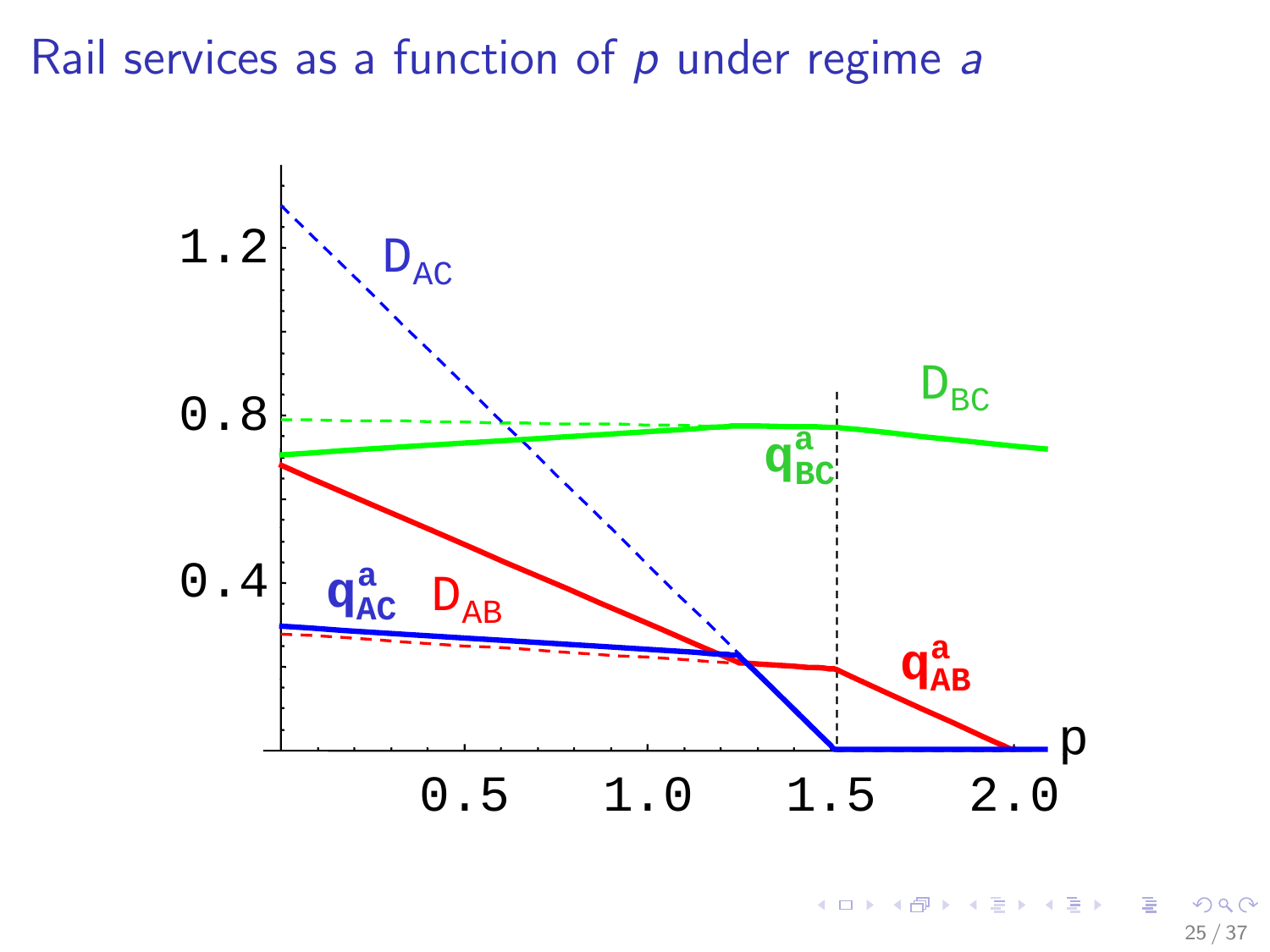# Rail services as a function of $p$ under regime $a$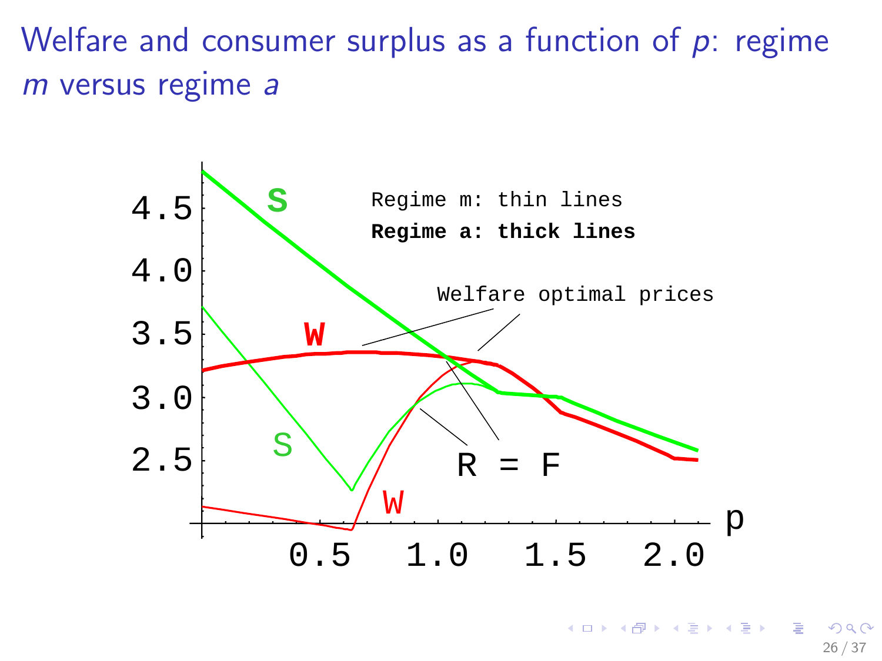# Welfare and consumer surplus as a function of $p$: regime $m$ versus regime $a$

Regime m: thin lines

**Regime a: thick lines**

Welfare optimal prices

R = F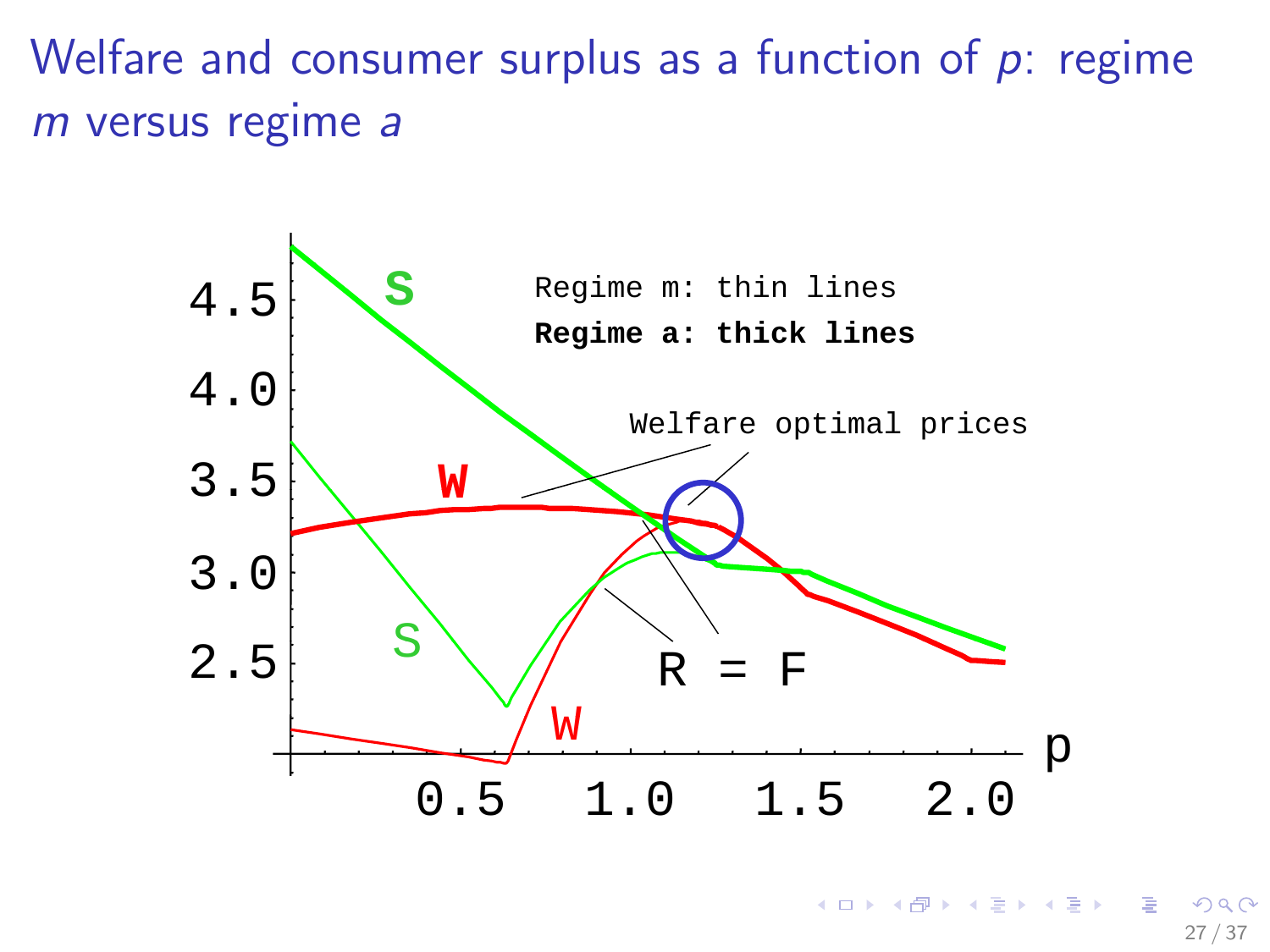# Welfare and consumer surplus as a function of $p$: regime $m$ versus regime $a$

Regime m: thin lines

**Regime a: thick lines**

Welfare optimal prices

R = F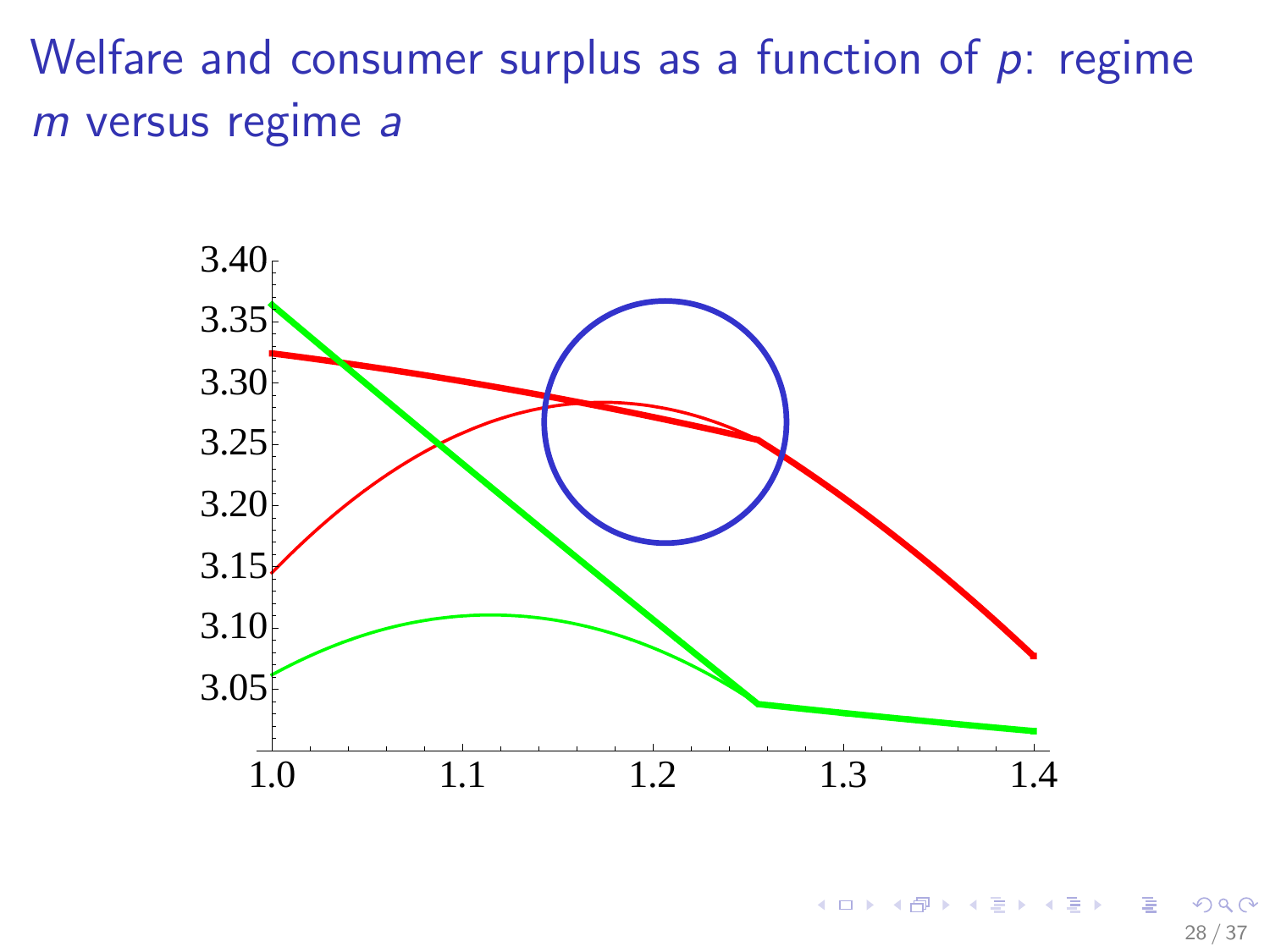# Welfare and consumer surplus as a function of $p$: regime $m$ versus regime $a$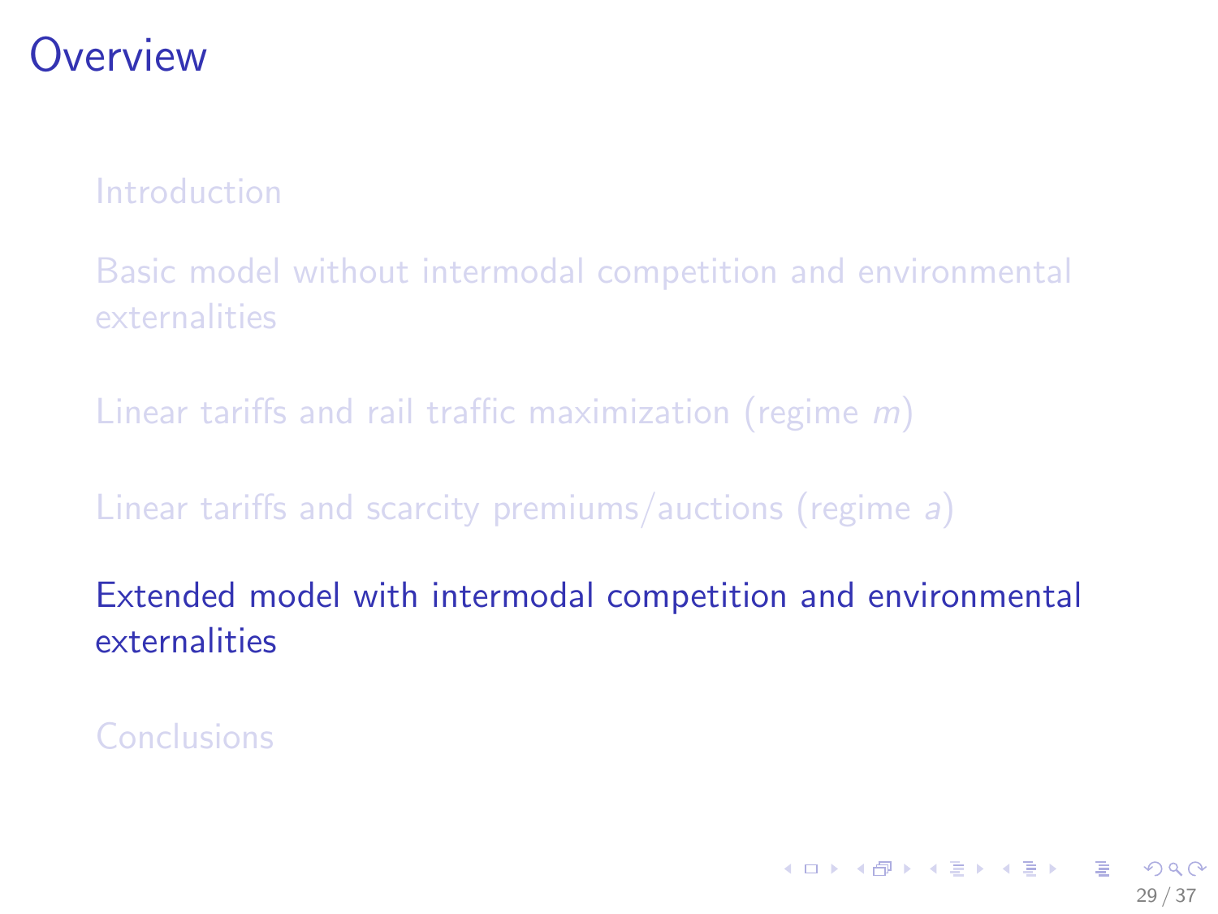# Overview

- Introduction
- Basic model without intermodal competition and environmental externalities
- Linear tariffs and rail traffic maximization (regime $m$)
- Linear tariffs and scarcity premiums/auctions (regime $a$)
- Extended model with intermodal competition and environmental externalities
- Conclusions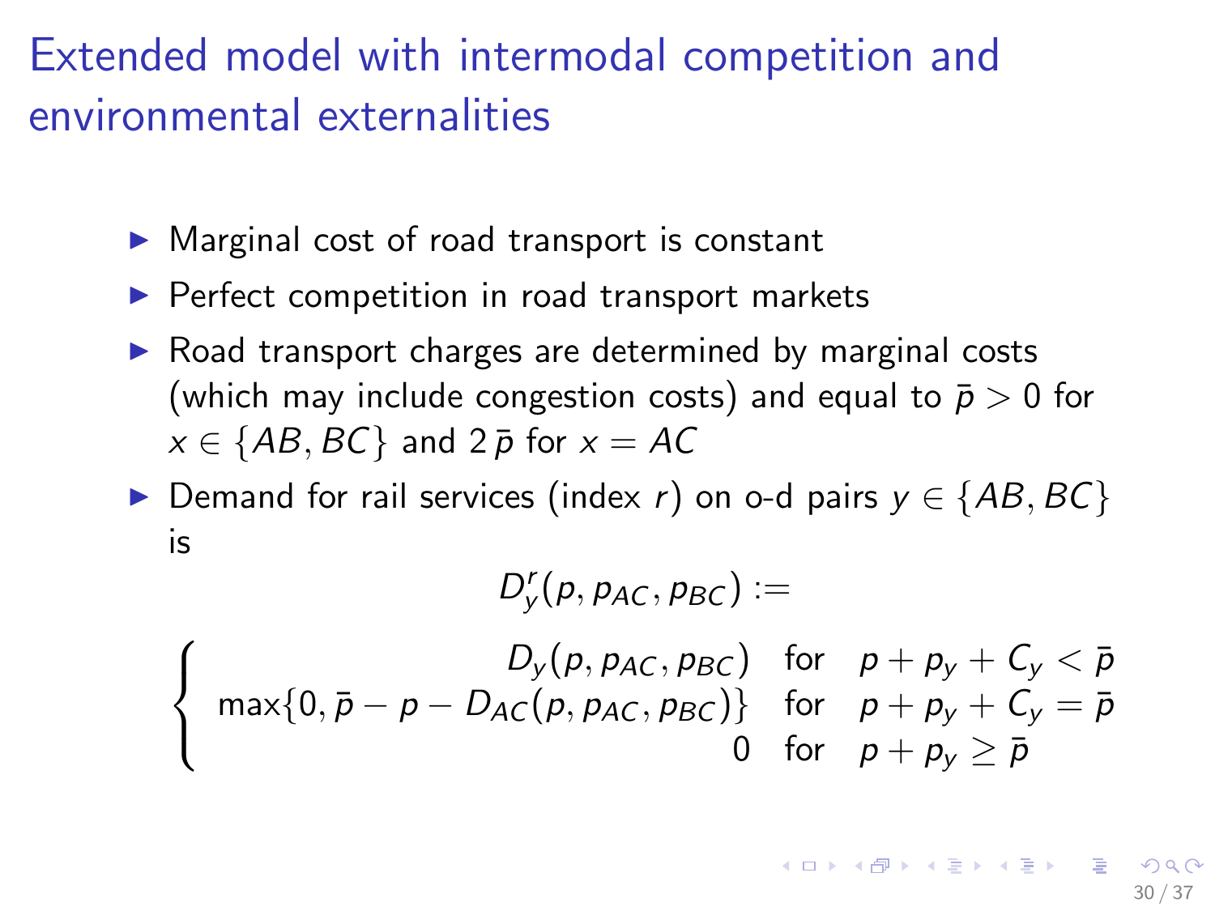# Extended model with intermodal competition and environmental externalities

- Marginal cost of road transport is constant
- Perfect competition in road transport markets
- Road transport charges are determined by marginal costs (which may include congestion costs) and equal to $\bar{p} > 0$ for $x \in \{AB, BC\}$ and $2\,\bar{p}$ for $x = AC$
- Demand for rail services (index $r$) on o-d pairs $y \in \{AB, BC\}$ is

$$D_y^r(p, p_{AC}, p_{BC}) :=$$

$$\begin{cases} D_y(p, p_{AC}, p_{BC}) & \text{for} \quad p + p_y + C_y < \bar{p} \\ \max\{0, \bar{p} - p - D_{AC}(p, p_{AC}, p_{BC})\} & \text{for} \quad p + p_y + C_y = \bar{p} \\ 0 & \text{for} \quad p + p_y \geq \bar{p} \end{cases}$$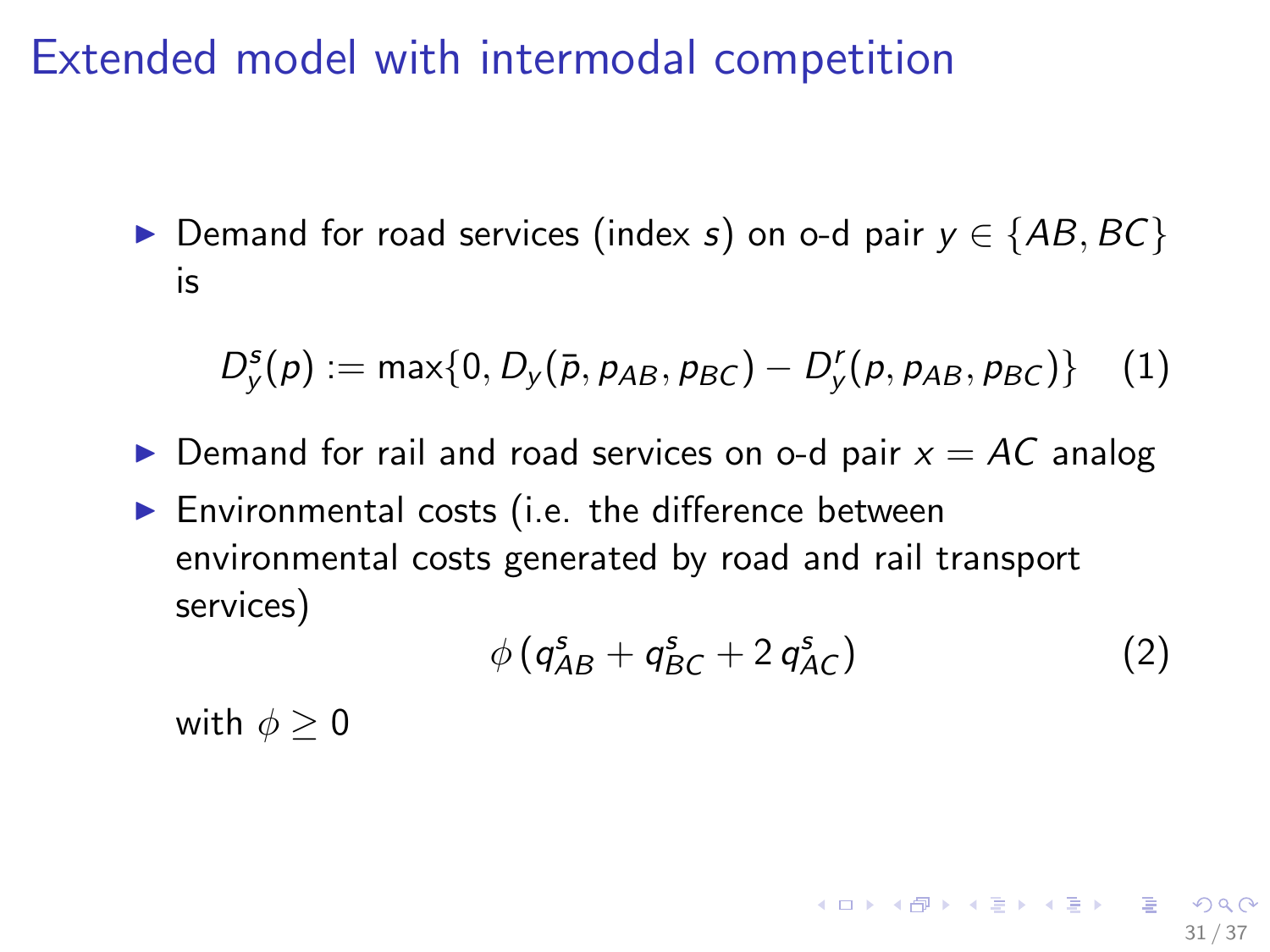# Extended model with intermodal competition

- Demand for road services (index $s$) on o-d pair $y \in \{AB, BC\}$ is

$$D_y^s(p) := \max\{0, D_y(\bar{p}, p_{AB}, p_{BC}) - D_y^r(p, p_{AB}, p_{BC})\} \quad (1)$$

- Demand for rail and road services on o-d pair $x = AC$ analog
- Environmental costs (i.e. the difference between environmental costs generated by road and rail transport services)

$$\phi\,(q_{AB}^s + q_{BC}^s + 2\,q_{AC}^s) \quad (2)$$

with $\phi \geq 0$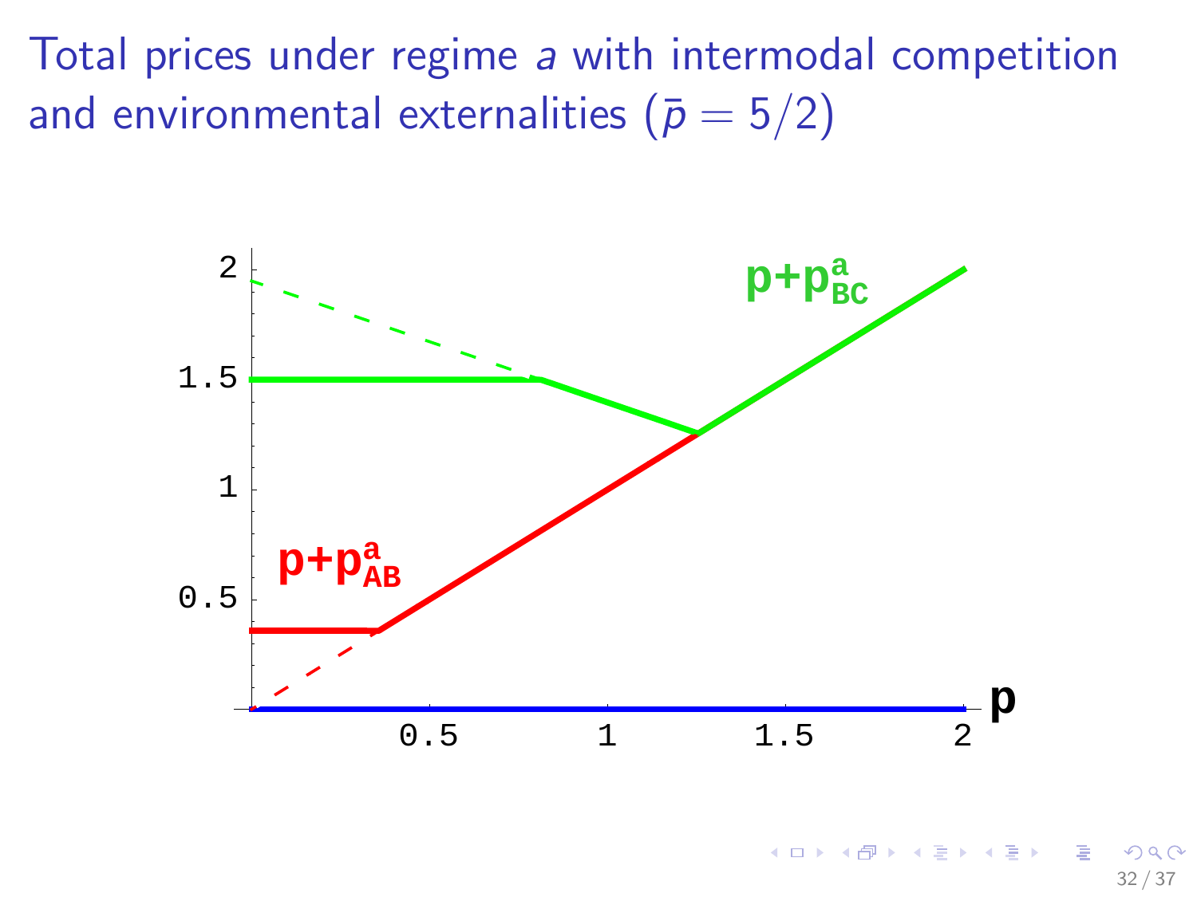# Total prices under regime *a* with intermodal competition and environmental externalities ($\bar{p} = 5/2$)

$p + p^a_{BC}$

$p + p^a_{AB}$

**p**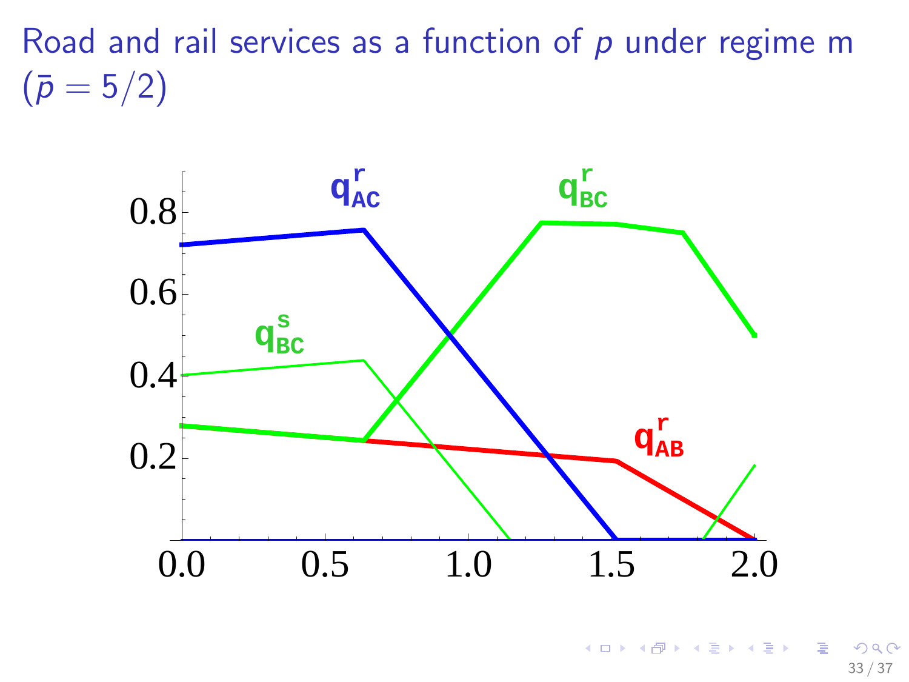# Road and rail services as a function of $p$ under regime m ($\bar{p} = 5/2$)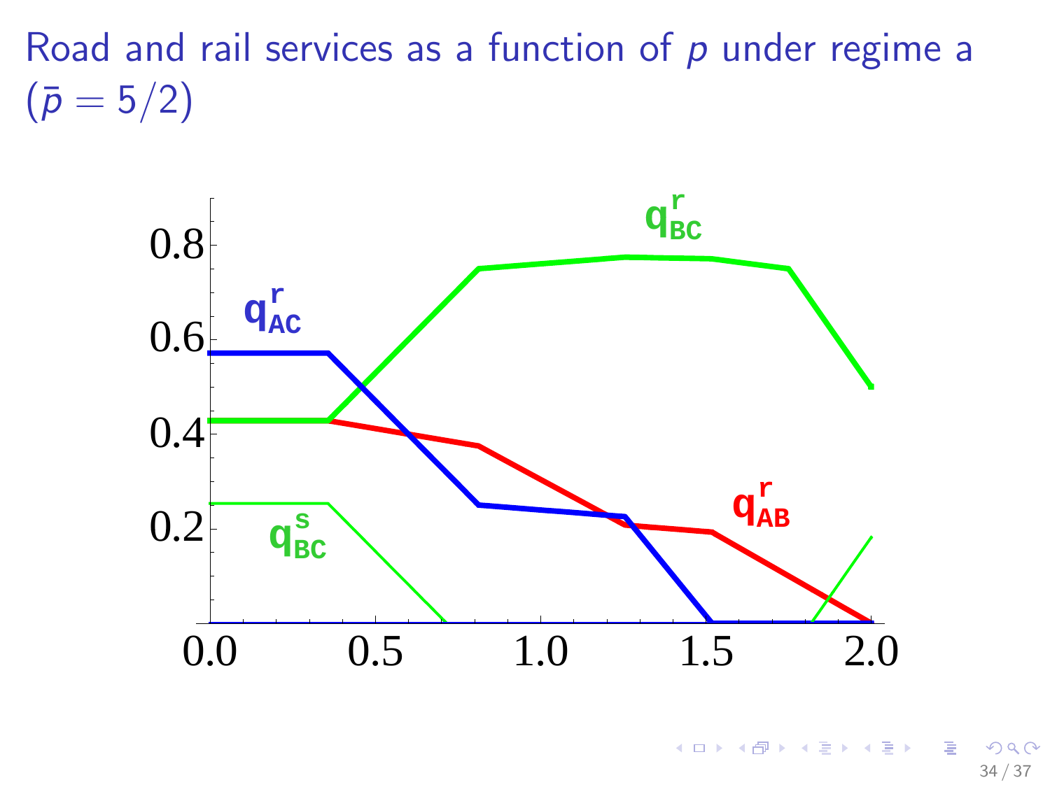# Road and rail services as a function of $p$ under regime a ($\bar{p} = 5/2$)

$q^r_{BC}$

$q^r_{AC}$

$q^r_{AB}$

$q^s_{BC}$

0.8

0.6

0.4

0.2

0.0 0.5 1.0 1.5 2.0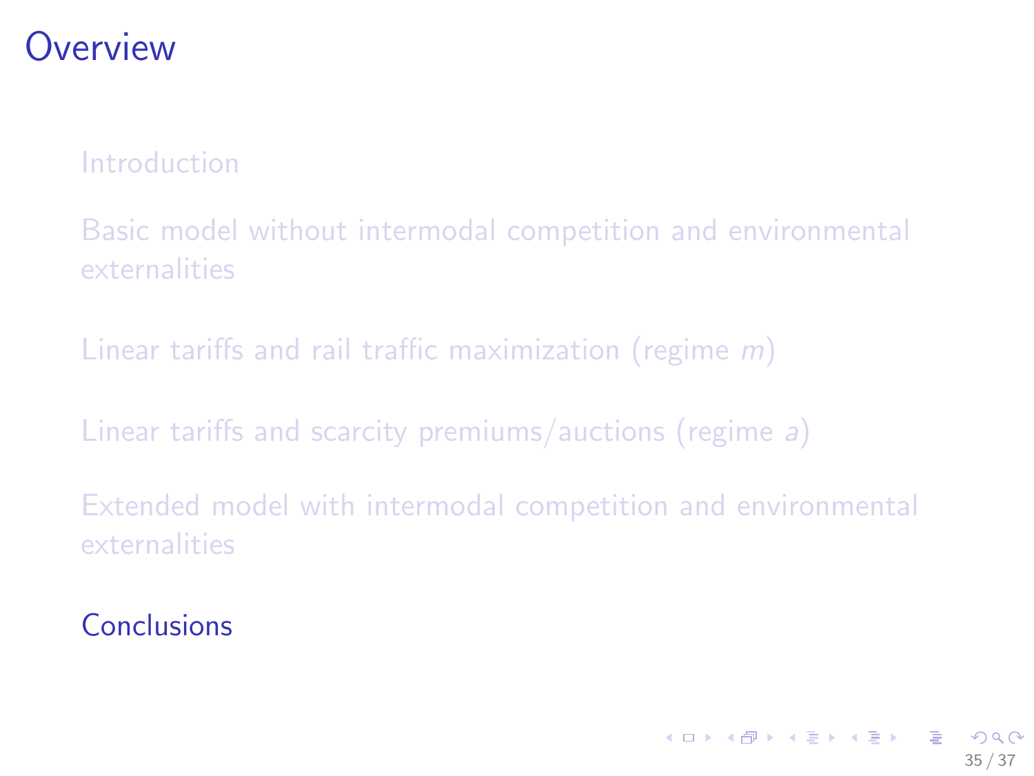# Overview

Introduction

Basic model without intermodal competition and environmental externalities

Linear tariffs and rail traffic maximization (regime $m$)

Linear tariffs and scarcity premiums/auctions (regime $a$)

Extended model with intermodal competition and environmental externalities

Conclusions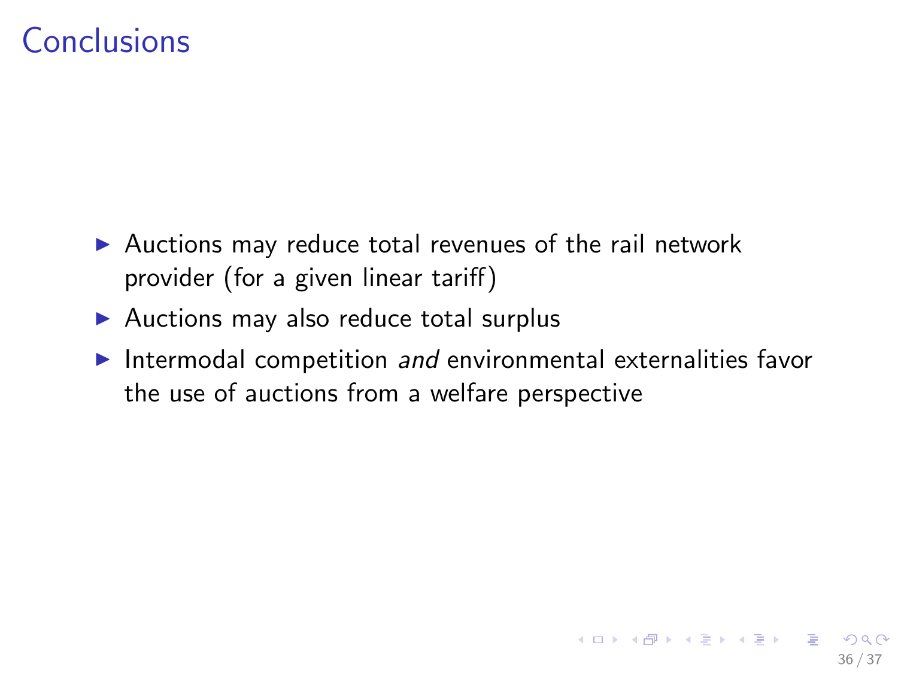# Conclusions

- Auctions may reduce total revenues of the rail network provider (for a given linear tariff)
- Auctions may also reduce total surplus
- Intermodal competition *and* environmental externalities favor the use of auctions from a welfare perspective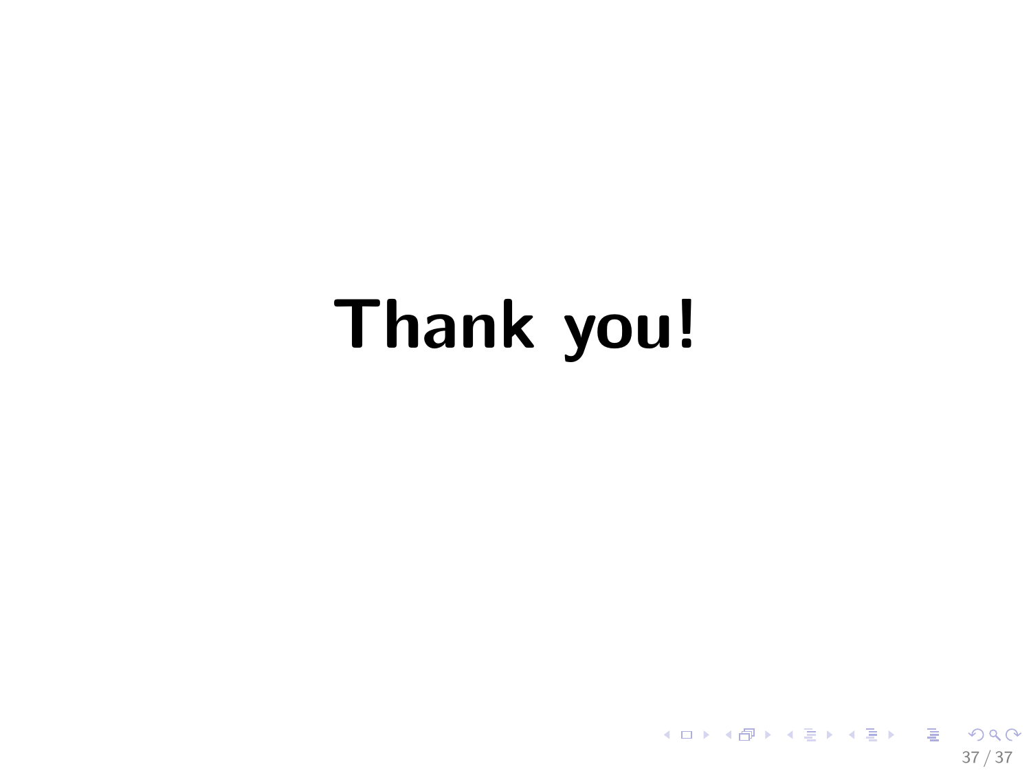# Thank you!